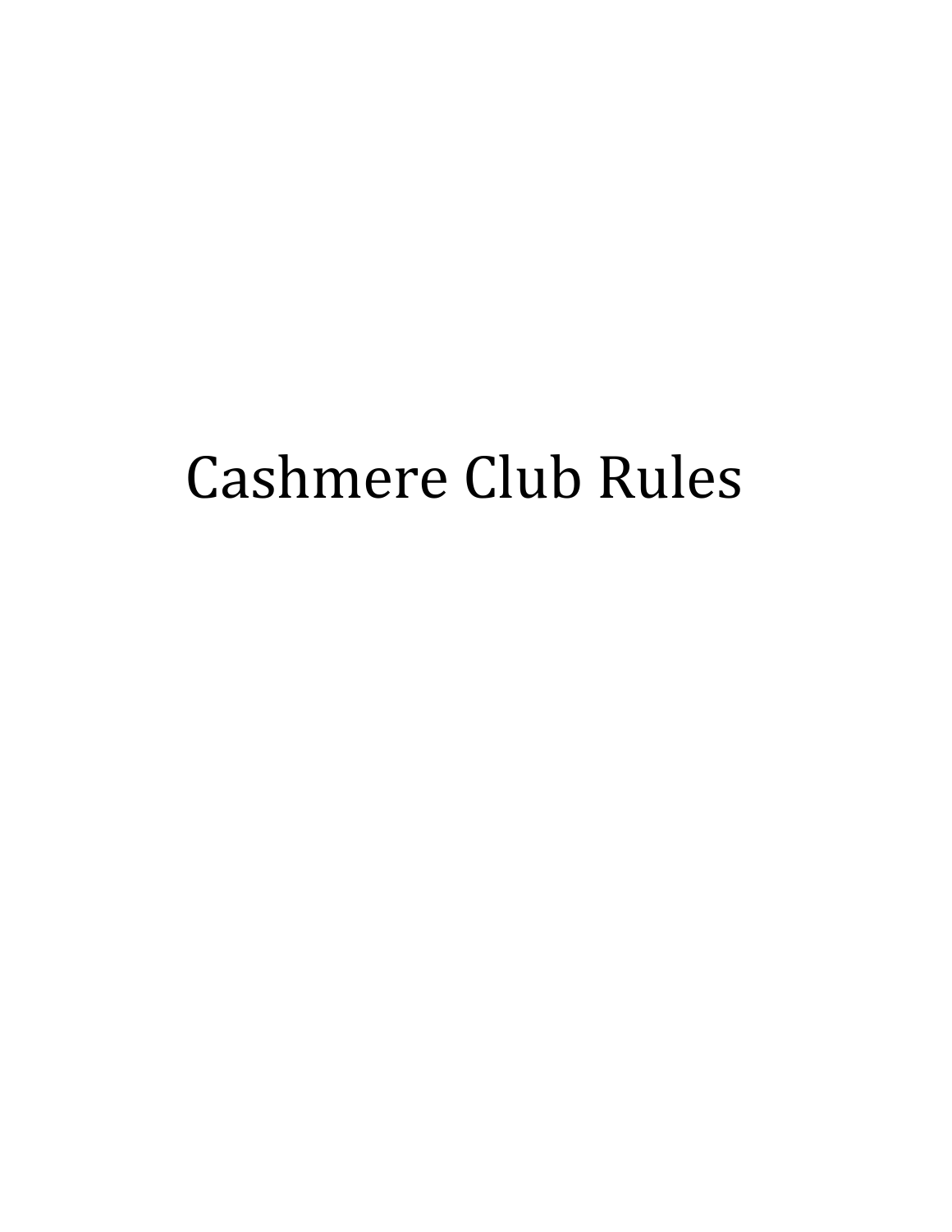# Cashmere Club Rules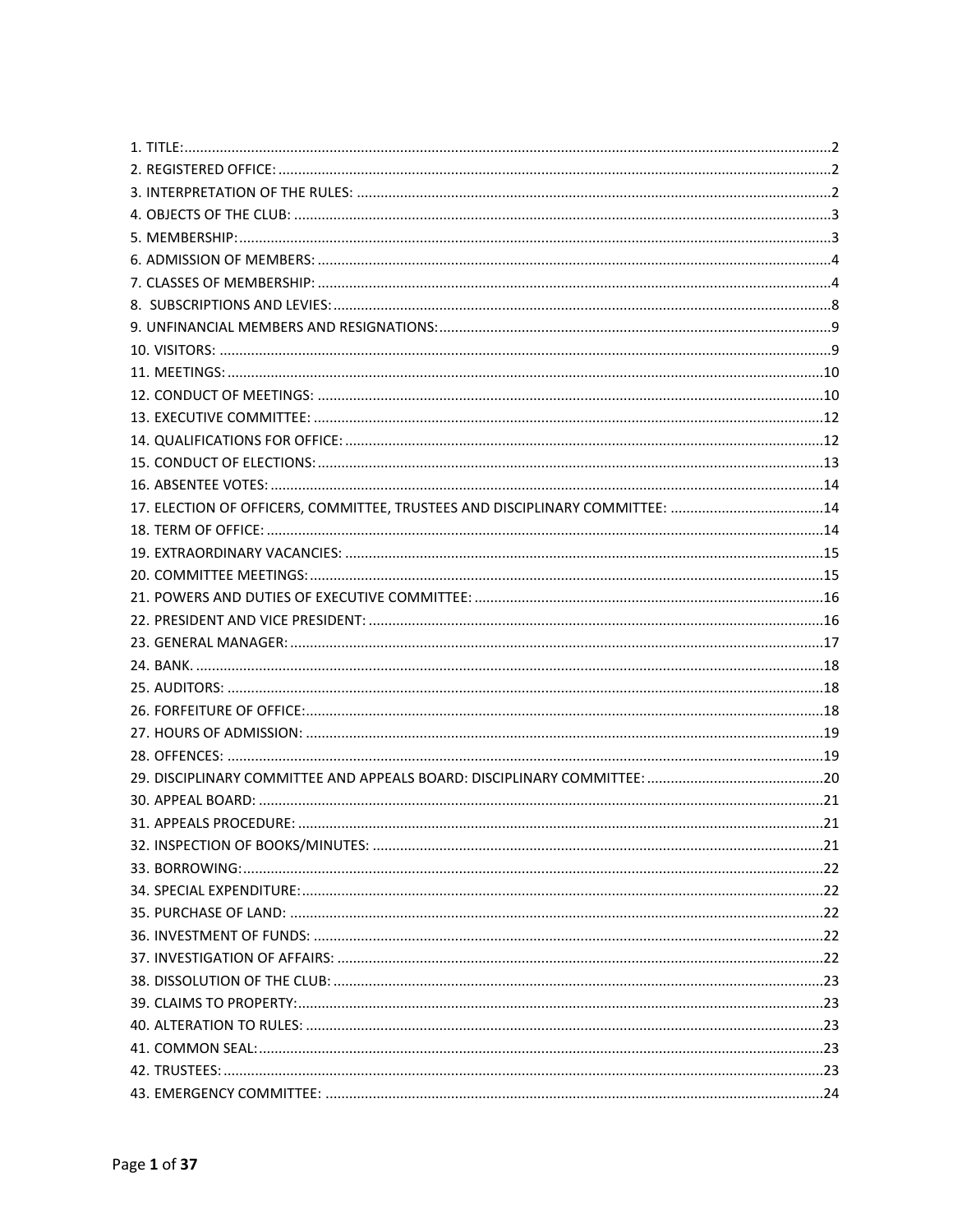1. TITLE: ....... 2
2. REGISTERED OFFICE: ....... 2
3. INTERPRETATION OF THE RULES: ....... 2
4. OBJECTS OF THE CLUB: ....... 3
5. MEMBERSHIP: ....... 3
6. ADMISSION OF MEMBERS: ....... 4
7. CLASSES OF MEMBERSHIP: ....... 4
8. SUBSCRIPTIONS AND LEVIES: ....... 8
9. UNFINANCIAL MEMBERS AND RESIGNATIONS: ....... 9
10. VISITORS: ....... 9
11. MEETINGS: ....... 10
12. CONDUCT OF MEETINGS: ....... 10
13. EXECUTIVE COMMITTEE: ....... 12
14. QUALIFICATIONS FOR OFFICE: ....... 12
15. CONDUCT OF ELECTIONS: ....... 13
16. ABSENTEE VOTES: ....... 14
17. ELECTION OF OFFICERS, COMMITTEE, TRUSTEES AND DISCIPLINARY COMMITTEE: ....... 14
18. TERM OF OFFICE: ....... 14
19. EXTRAORDINARY VACANCIES: ....... 15
20. COMMITTEE MEETINGS: ....... 15
21. POWERS AND DUTIES OF EXECUTIVE COMMITTEE: ....... 16
22. PRESIDENT AND VICE PRESIDENT: ....... 16
23. GENERAL MANAGER: ....... 17
24. BANK. ....... 18
25. AUDITORS: ....... 18
26. FORFEITURE OF OFFICE: ....... 18
27. HOURS OF ADMISSION: ....... 19
28. OFFENCES: ....... 19
29. DISCIPLINARY COMMITTEE AND APPEALS BOARD: DISCIPLINARY COMMITTEE: ....... 20
30. APPEAL BOARD: ....... 21
31. APPEALS PROCEDURE: ....... 21
32. INSPECTION OF BOOKS/MINUTES: ....... 21
33. BORROWING: ....... 22
34. SPECIAL EXPENDITURE: ....... 22
35. PURCHASE OF LAND: ....... 22
36. INVESTMENT OF FUNDS: ....... 22
37. INVESTIGATION OF AFFAIRS: ....... 22
38. DISSOLUTION OF THE CLUB: ....... 23
39. CLAIMS TO PROPERTY: ....... 23
40. ALTERATION TO RULES: ....... 23
41. COMMON SEAL: ....... 23
42. TRUSTEES: ....... 23
43. EMERGENCY COMMITTEE: ....... 24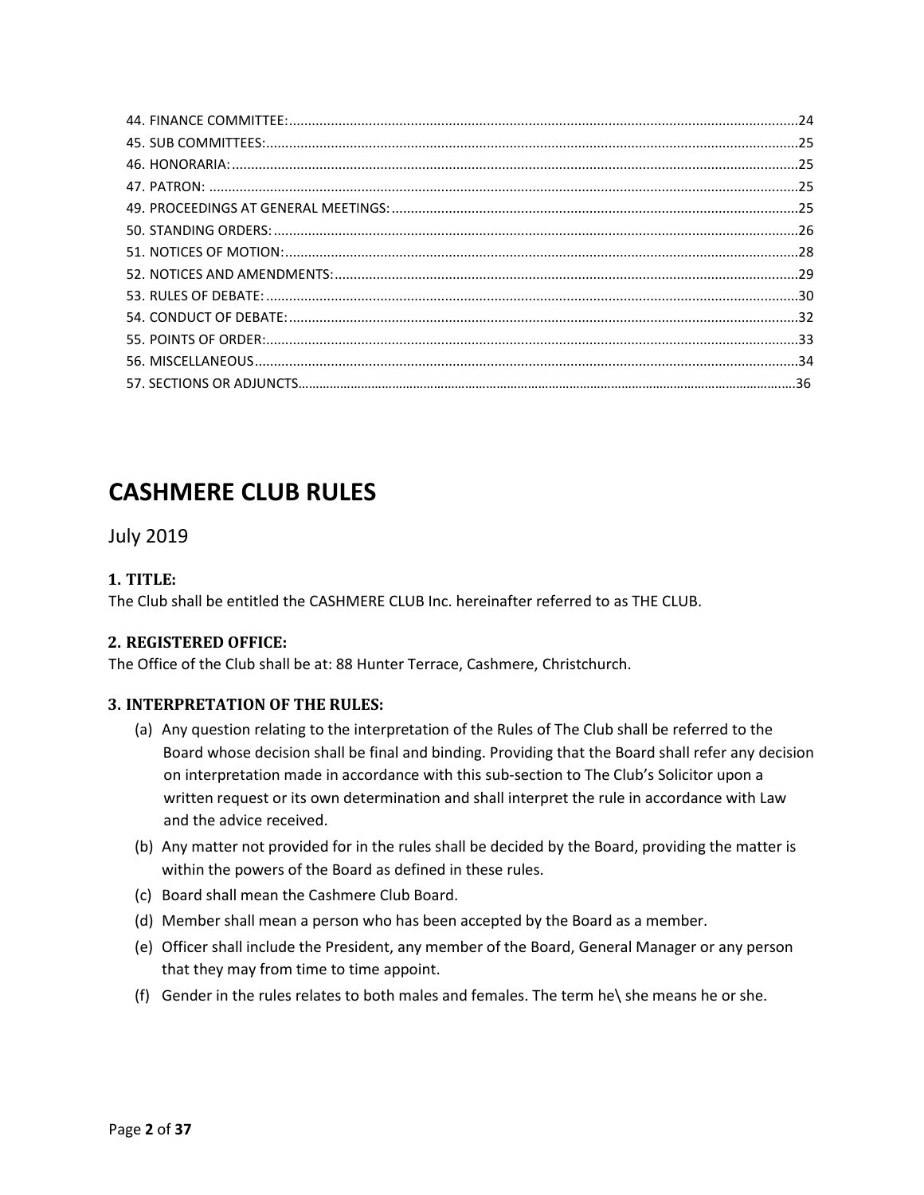44. FINANCE COMMITTEE: 24
45. SUB COMMITTEES: 25
46. HONORARIA: 25
47. PATRON: 25
49. PROCEEDINGS AT GENERAL MEETINGS: 25
50. STANDING ORDERS: 26
51. NOTICES OF MOTION: 28
52. NOTICES AND AMENDMENTS: 29
53. RULES OF DEBATE: 30
54. CONDUCT OF DEBATE: 32
55. POINTS OF ORDER: 33
56. MISCELLANEOUS 34
57. SECTIONS OR ADJUNCTS 36

# CASHMERE CLUB RULES

July 2019

### 1. TITLE:

The Club shall be entitled the CASHMERE CLUB Inc. hereinafter referred to as THE CLUB.

### 2. REGISTERED OFFICE:

The Office of the Club shall be at: 88 Hunter Terrace, Cashmere, Christchurch.

### 3. INTERPRETATION OF THE RULES:

(a) Any question relating to the interpretation of the Rules of The Club shall be referred to the Board whose decision shall be final and binding. Providing that the Board shall refer any decision on interpretation made in accordance with this sub-section to The Club's Solicitor upon a written request or its own determination and shall interpret the rule in accordance with Law and the advice received.

(b) Any matter not provided for in the rules shall be decided by the Board, providing the matter is within the powers of the Board as defined in these rules.

(c) Board shall mean the Cashmere Club Board.

(d) Member shall mean a person who has been accepted by the Board as a member.

(e) Officer shall include the President, any member of the Board, General Manager or any person that they may from time to time appoint.

(f) Gender in the rules relates to both males and females. The term he\ she means he or she.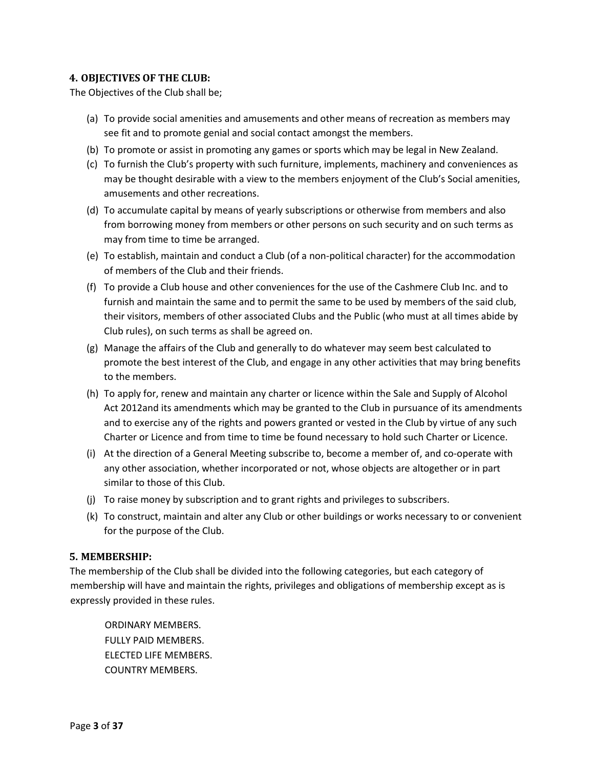## 4. OBJECTIVES OF THE CLUB:

The Objectives of the Club shall be;

(a) To provide social amenities and amusements and other means of recreation as members may see fit and to promote genial and social contact amongst the members.

(b) To promote or assist in promoting any games or sports which may be legal in New Zealand.

(c) To furnish the Club's property with such furniture, implements, machinery and conveniences as may be thought desirable with a view to the members enjoyment of the Club's Social amenities, amusements and other recreations.

(d) To accumulate capital by means of yearly subscriptions or otherwise from members and also from borrowing money from members or other persons on such security and on such terms as may from time to time be arranged.

(e) To establish, maintain and conduct a Club (of a non-political character) for the accommodation of members of the Club and their friends.

(f) To provide a Club house and other conveniences for the use of the Cashmere Club Inc. and to furnish and maintain the same and to permit the same to be used by members of the said club, their visitors, members of other associated Clubs and the Public (who must at all times abide by Club rules), on such terms as shall be agreed on.

(g) Manage the affairs of the Club and generally to do whatever may seem best calculated to promote the best interest of the Club, and engage in any other activities that may bring benefits to the members.

(h) To apply for, renew and maintain any charter or licence within the Sale and Supply of Alcohol Act 2012and its amendments which may be granted to the Club in pursuance of its amendments and to exercise any of the rights and powers granted or vested in the Club by virtue of any such Charter or Licence and from time to time be found necessary to hold such Charter or Licence.

(i) At the direction of a General Meeting subscribe to, become a member of, and co-operate with any other association, whether incorporated or not, whose objects are altogether or in part similar to those of this Club.

(j) To raise money by subscription and to grant rights and privileges to subscribers.

(k) To construct, maintain and alter any Club or other buildings or works necessary to or convenient for the purpose of the Club.

## 5. MEMBERSHIP:

The membership of the Club shall be divided into the following categories, but each category of membership will have and maintain the rights, privileges and obligations of membership except as is expressly provided in these rules.

ORDINARY MEMBERS.
FULLY PAID MEMBERS.
ELECTED LIFE MEMBERS.
COUNTRY MEMBERS.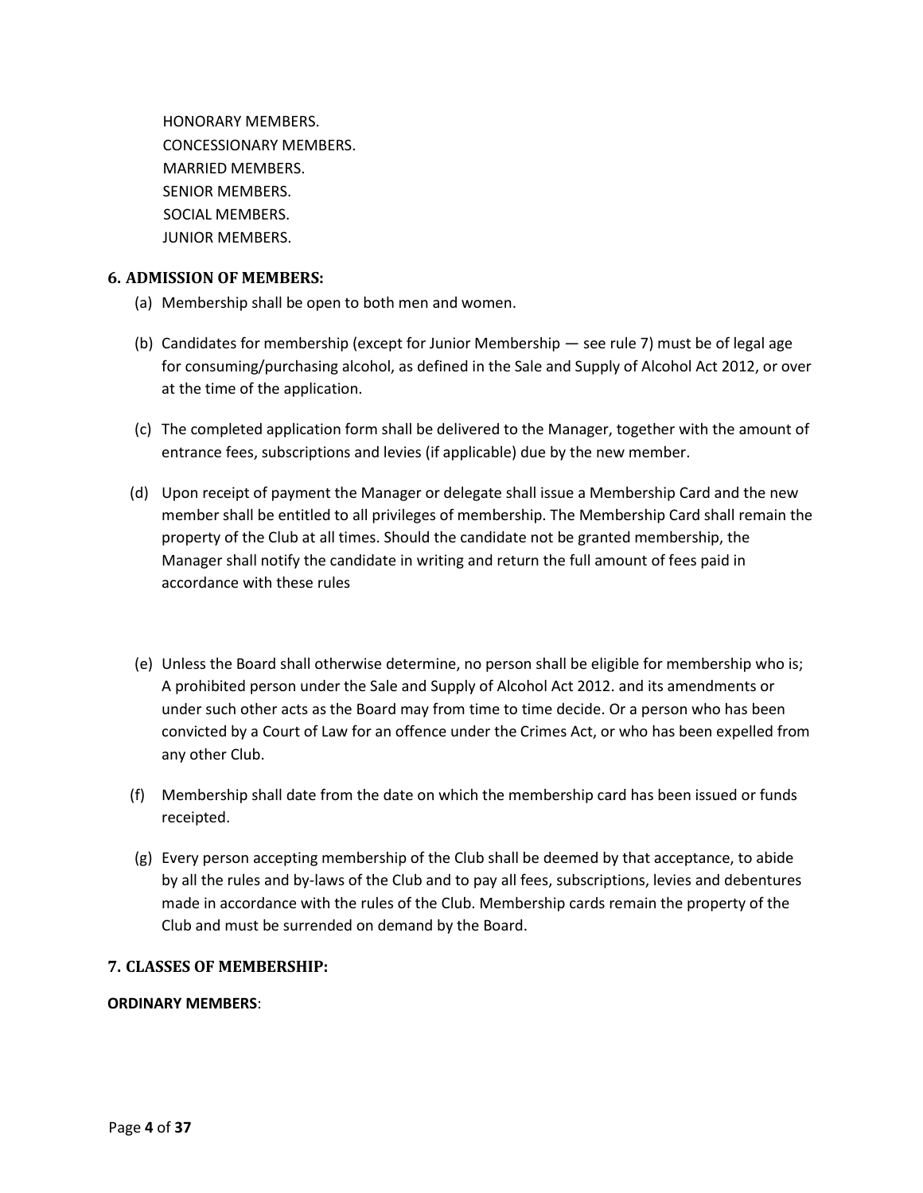HONORARY MEMBERS.
CONCESSIONARY MEMBERS.
MARRIED MEMBERS.
SENIOR MEMBERS.
SOCIAL MEMBERS.
JUNIOR MEMBERS.

### 6. ADMISSION OF MEMBERS:

(a) Membership shall be open to both men and women.

(b) Candidates for membership (except for Junior Membership — see rule 7) must be of legal age for consuming/purchasing alcohol, as defined in the Sale and Supply of Alcohol Act 2012, or over at the time of the application.

(c) The completed application form shall be delivered to the Manager, together with the amount of entrance fees, subscriptions and levies (if applicable) due by the new member.

(d) Upon receipt of payment the Manager or delegate shall issue a Membership Card and the new member shall be entitled to all privileges of membership. The Membership Card shall remain the property of the Club at all times. Should the candidate not be granted membership, the Manager shall notify the candidate in writing and return the full amount of fees paid in accordance with these rules

(e) Unless the Board shall otherwise determine, no person shall be eligible for membership who is; A prohibited person under the Sale and Supply of Alcohol Act 2012. and its amendments or under such other acts as the Board may from time to time decide. Or a person who has been convicted by a Court of Law for an offence under the Crimes Act, or who has been expelled from any other Club.

(f) Membership shall date from the date on which the membership card has been issued or funds receipted.

(g) Every person accepting membership of the Club shall be deemed by that acceptance, to abide by all the rules and by-laws of the Club and to pay all fees, subscriptions, levies and debentures made in accordance with the rules of the Club. Membership cards remain the property of the Club and must be surrendered on demand by the Board.

### 7. CLASSES OF MEMBERSHIP:

**ORDINARY MEMBERS**: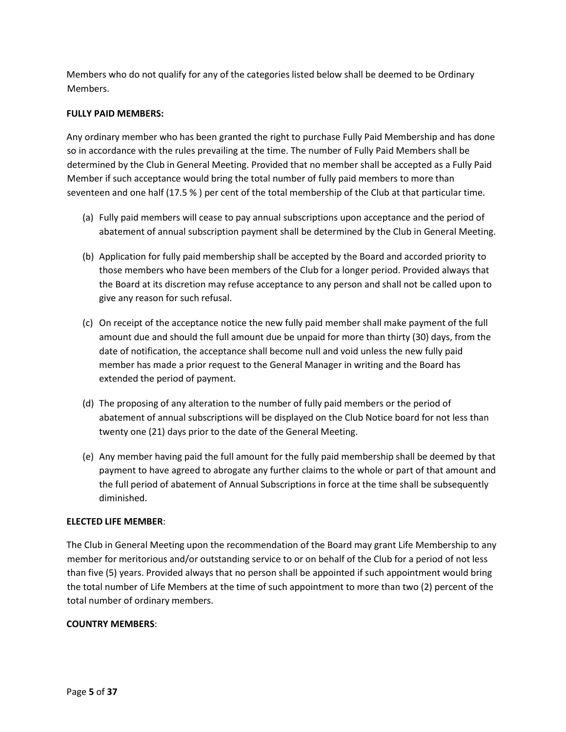Members who do not qualify for any of the categories listed below shall be deemed to be Ordinary Members.

**FULLY PAID MEMBERS:**

Any ordinary member who has been granted the right to purchase Fully Paid Membership and has done so in accordance with the rules prevailing at the time. The number of Fully Paid Members shall be determined by the Club in General Meeting. Provided that no member shall be accepted as a Fully Paid Member if such acceptance would bring the total number of fully paid members to more than seventeen and one half (17.5 % ) per cent of the total membership of the Club at that particular time.

(a) Fully paid members will cease to pay annual subscriptions upon acceptance and the period of abatement of annual subscription payment shall be determined by the Club in General Meeting.

(b) Application for fully paid membership shall be accepted by the Board and accorded priority to those members who have been members of the Club for a longer period. Provided always that the Board at its discretion may refuse acceptance to any person and shall not be called upon to give any reason for such refusal.

(c) On receipt of the acceptance notice the new fully paid member shall make payment of the full amount due and should the full amount due be unpaid for more than thirty (30) days, from the date of notification, the acceptance shall become null and void unless the new fully paid member has made a prior request to the General Manager in writing and the Board has extended the period of payment.

(d) The proposing of any alteration to the number of fully paid members or the period of abatement of annual subscriptions will be displayed on the Club Notice board for not less than twenty one (21) days prior to the date of the General Meeting.

(e) Any member having paid the full amount for the fully paid membership shall be deemed by that payment to have agreed to abrogate any further claims to the whole or part of that amount and the full period of abatement of Annual Subscriptions in force at the time shall be subsequently diminished.

**ELECTED LIFE MEMBER**:

The Club in General Meeting upon the recommendation of the Board may grant Life Membership to any member for meritorious and/or outstanding service to or on behalf of the Club for a period of not less than five (5) years. Provided always that no person shall be appointed if such appointment would bring the total number of Life Members at the time of such appointment to more than two (2) percent of the total number of ordinary members.

**COUNTRY MEMBERS**: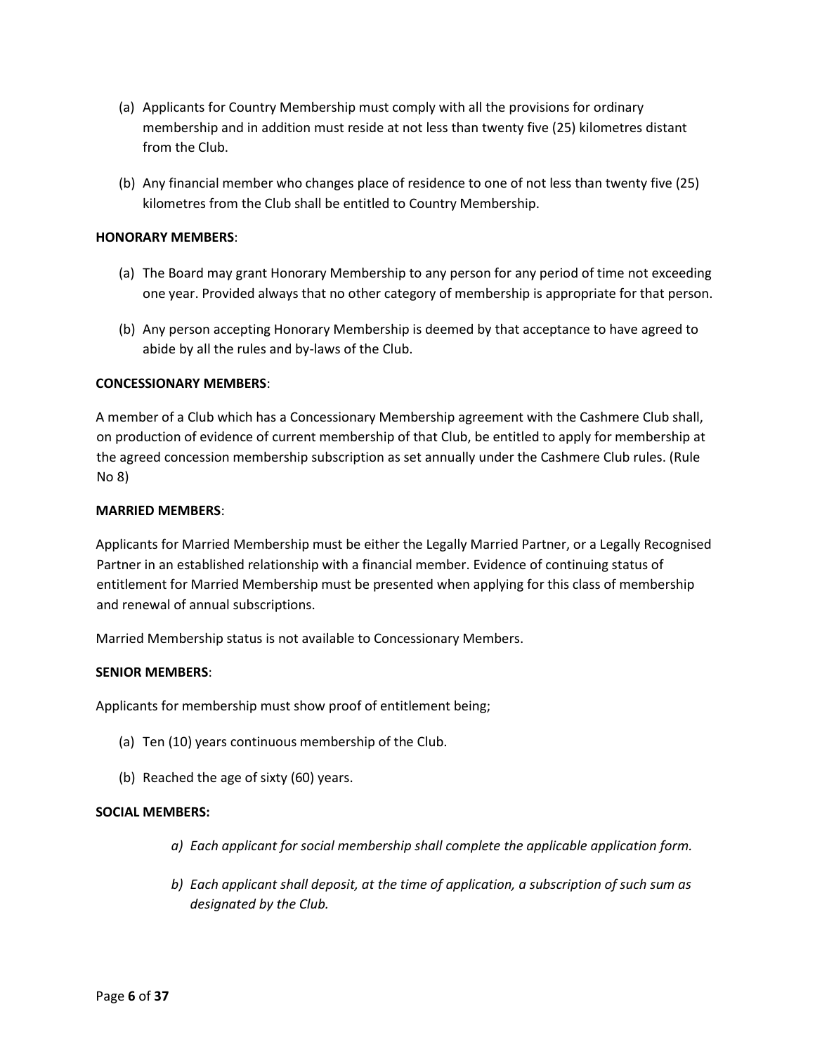(a) Applicants for Country Membership must comply with all the provisions for ordinary membership and in addition must reside at not less than twenty five (25) kilometres distant from the Club.

(b) Any financial member who changes place of residence to one of not less than twenty five (25) kilometres from the Club shall be entitled to Country Membership.

**HONORARY MEMBERS**:

(a) The Board may grant Honorary Membership to any person for any period of time not exceeding one year. Provided always that no other category of membership is appropriate for that person.

(b) Any person accepting Honorary Membership is deemed by that acceptance to have agreed to abide by all the rules and by-laws of the Club.

**CONCESSIONARY MEMBERS**:

A member of a Club which has a Concessionary Membership agreement with the Cashmere Club shall, on production of evidence of current membership of that Club, be entitled to apply for membership at the agreed concession membership subscription as set annually under the Cashmere Club rules. (Rule No 8)

**MARRIED MEMBERS**:

Applicants for Married Membership must be either the Legally Married Partner, or a Legally Recognised Partner in an established relationship with a financial member. Evidence of continuing status of entitlement for Married Membership must be presented when applying for this class of membership and renewal of annual subscriptions.

Married Membership status is not available to Concessionary Members.

**SENIOR MEMBERS**:

Applicants for membership must show proof of entitlement being;

(a) Ten (10) years continuous membership of the Club.

(b) Reached the age of sixty (60) years.

**SOCIAL MEMBERS:**

*a) Each applicant for social membership shall complete the applicable application form.*

*b) Each applicant shall deposit, at the time of application, a subscription of such sum as designated by the Club.*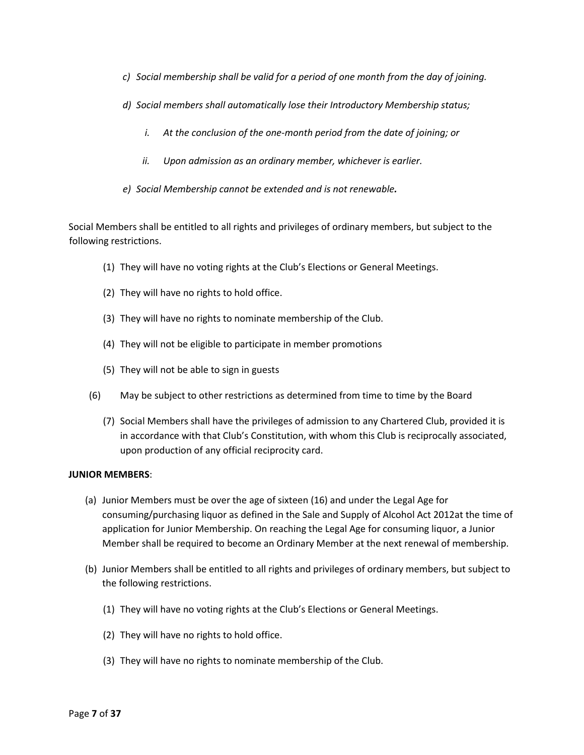*c) Social membership shall be valid for a period of one month from the day of joining.*

*d) Social members shall automatically lose their Introductory Membership status;*

*i. At the conclusion of the one-month period from the date of joining; or*

*ii. Upon admission as an ordinary member, whichever is earlier.*

*e) Social Membership cannot be extended and is not renewable.*

Social Members shall be entitled to all rights and privileges of ordinary members, but subject to the following restrictions.

(1) They will have no voting rights at the Club's Elections or General Meetings.

(2) They will have no rights to hold office.

(3) They will have no rights to nominate membership of the Club.

(4) They will not be eligible to participate in member promotions

(5) They will not be able to sign in guests

(6) May be subject to other restrictions as determined from time to time by the Board

(7) Social Members shall have the privileges of admission to any Chartered Club, provided it is in accordance with that Club's Constitution, with whom this Club is reciprocally associated, upon production of any official reciprocity card.

**JUNIOR MEMBERS**:

(a) Junior Members must be over the age of sixteen (16) and under the Legal Age for consuming/purchasing liquor as defined in the Sale and Supply of Alcohol Act 2012at the time of application for Junior Membership. On reaching the Legal Age for consuming liquor, a Junior Member shall be required to become an Ordinary Member at the next renewal of membership.

(b) Junior Members shall be entitled to all rights and privileges of ordinary members, but subject to the following restrictions.

(1) They will have no voting rights at the Club's Elections or General Meetings.

(2) They will have no rights to hold office.

(3) They will have no rights to nominate membership of the Club.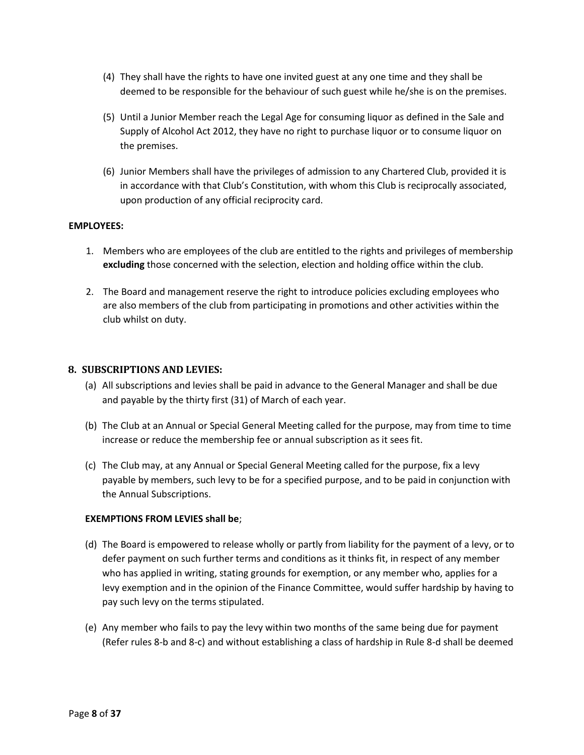(4) They shall have the rights to have one invited guest at any one time and they shall be deemed to be responsible for the behaviour of such guest while he/she is on the premises.

(5) Until a Junior Member reach the Legal Age for consuming liquor as defined in the Sale and Supply of Alcohol Act 2012, they have no right to purchase liquor or to consume liquor on the premises.

(6) Junior Members shall have the privileges of admission to any Chartered Club, provided it is in accordance with that Club's Constitution, with whom this Club is reciprocally associated, upon production of any official reciprocity card.

**EMPLOYEES:**

1. Members who are employees of the club are entitled to the rights and privileges of membership **excluding** those concerned with the selection, election and holding office within the club.
2. The Board and management reserve the right to introduce policies excluding employees who are also members of the club from participating in promotions and other activities within the club whilst on duty.

## 8. SUBSCRIPTIONS AND LEVIES:

(a) All subscriptions and levies shall be paid in advance to the General Manager and shall be due and payable by the thirty first (31) of March of each year.

(b) The Club at an Annual or Special General Meeting called for the purpose, may from time to time increase or reduce the membership fee or annual subscription as it sees fit.

(c) The Club may, at any Annual or Special General Meeting called for the purpose, fix a levy payable by members, such levy to be for a specified purpose, and to be paid in conjunction with the Annual Subscriptions.

**EXEMPTIONS FROM LEVIES shall be**;

(d) The Board is empowered to release wholly or partly from liability for the payment of a levy, or to defer payment on such further terms and conditions as it thinks fit, in respect of any member who has applied in writing, stating grounds for exemption, or any member who, applies for a levy exemption and in the opinion of the Finance Committee, would suffer hardship by having to pay such levy on the terms stipulated.

(e) Any member who fails to pay the levy within two months of the same being due for payment (Refer rules 8-b and 8-c) and without establishing a class of hardship in Rule 8-d shall be deemed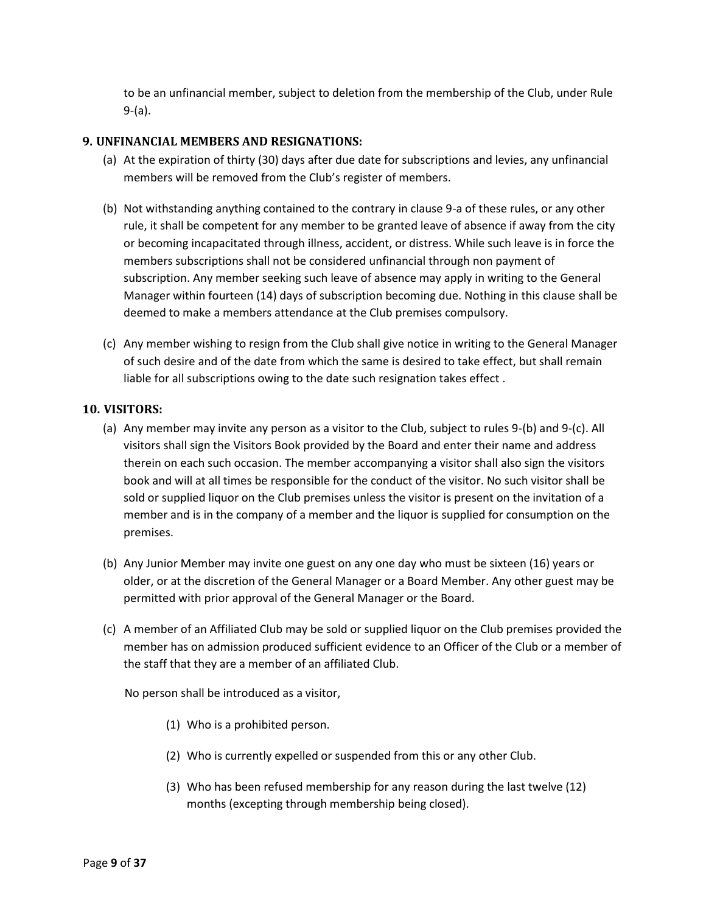to be an unfinancial member, subject to deletion from the membership of the Club, under Rule 9-(a).

### 9. UNFINANCIAL MEMBERS AND RESIGNATIONS:

(a) At the expiration of thirty (30) days after due date for subscriptions and levies, any unfinancial members will be removed from the Club's register of members.

(b) Not withstanding anything contained to the contrary in clause 9-a of these rules, or any other rule, it shall be competent for any member to be granted leave of absence if away from the city or becoming incapacitated through illness, accident, or distress. While such leave is in force the members subscriptions shall not be considered unfinancial through non payment of subscription. Any member seeking such leave of absence may apply in writing to the General Manager within fourteen (14) days of subscription becoming due. Nothing in this clause shall be deemed to make a members attendance at the Club premises compulsory.

(c) Any member wishing to resign from the Club shall give notice in writing to the General Manager of such desire and of the date from which the same is desired to take effect, but shall remain liable for all subscriptions owing to the date such resignation takes effect .

### 10. VISITORS:

(a) Any member may invite any person as a visitor to the Club, subject to rules 9-(b) and 9-(c). All visitors shall sign the Visitors Book provided by the Board and enter their name and address therein on each such occasion. The member accompanying a visitor shall also sign the visitors book and will at all times be responsible for the conduct of the visitor. No such visitor shall be sold or supplied liquor on the Club premises unless the visitor is present on the invitation of a member and is in the company of a member and the liquor is supplied for consumption on the premises.

(b) Any Junior Member may invite one guest on any one day who must be sixteen (16) years or older, or at the discretion of the General Manager or a Board Member. Any other guest may be permitted with prior approval of the General Manager or the Board.

(c) A member of an Affiliated Club may be sold or supplied liquor on the Club premises provided the member has on admission produced sufficient evidence to an Officer of the Club or a member of the staff that they are a member of an affiliated Club.

No person shall be introduced as a visitor,

(1) Who is a prohibited person.

(2) Who is currently expelled or suspended from this or any other Club.

(3) Who has been refused membership for any reason during the last twelve (12) months (excepting through membership being closed).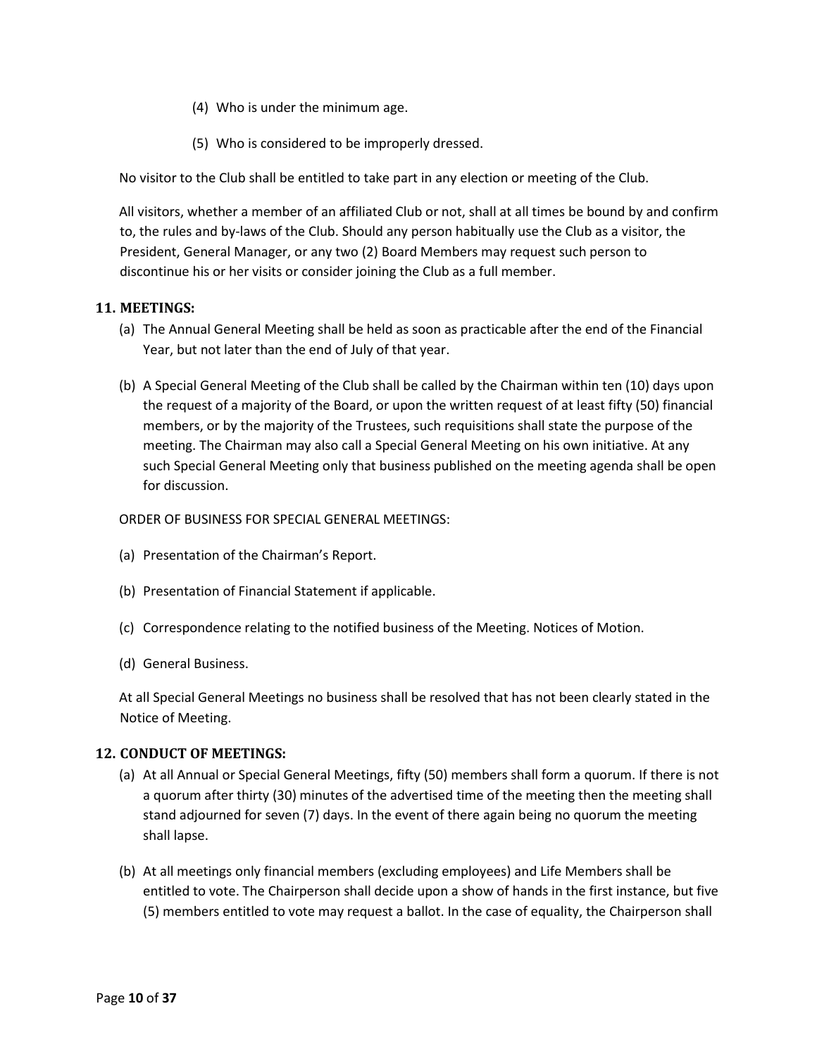(4) Who is under the minimum age.

(5) Who is considered to be improperly dressed.

No visitor to the Club shall be entitled to take part in any election or meeting of the Club.

All visitors, whether a member of an affiliated Club or not, shall at all times be bound by and confirm to, the rules and by-laws of the Club. Should any person habitually use the Club as a visitor, the President, General Manager, or any two (2) Board Members may request such person to discontinue his or her visits or consider joining the Club as a full member.

### 11. MEETINGS:

(a) The Annual General Meeting shall be held as soon as practicable after the end of the Financial Year, but not later than the end of July of that year.

(b) A Special General Meeting of the Club shall be called by the Chairman within ten (10) days upon the request of a majority of the Board, or upon the written request of at least fifty (50) financial members, or by the majority of the Trustees, such requisitions shall state the purpose of the meeting. The Chairman may also call a Special General Meeting on his own initiative. At any such Special General Meeting only that business published on the meeting agenda shall be open for discussion.

ORDER OF BUSINESS FOR SPECIAL GENERAL MEETINGS:

(a) Presentation of the Chairman's Report.

(b) Presentation of Financial Statement if applicable.

(c) Correspondence relating to the notified business of the Meeting. Notices of Motion.

(d) General Business.

At all Special General Meetings no business shall be resolved that has not been clearly stated in the Notice of Meeting.

### 12. CONDUCT OF MEETINGS:

(a) At all Annual or Special General Meetings, fifty (50) members shall form a quorum. If there is not a quorum after thirty (30) minutes of the advertised time of the meeting then the meeting shall stand adjourned for seven (7) days. In the event of there again being no quorum the meeting shall lapse.

(b) At all meetings only financial members (excluding employees) and Life Members shall be entitled to vote. The Chairperson shall decide upon a show of hands in the first instance, but five (5) members entitled to vote may request a ballot. In the case of equality, the Chairperson shall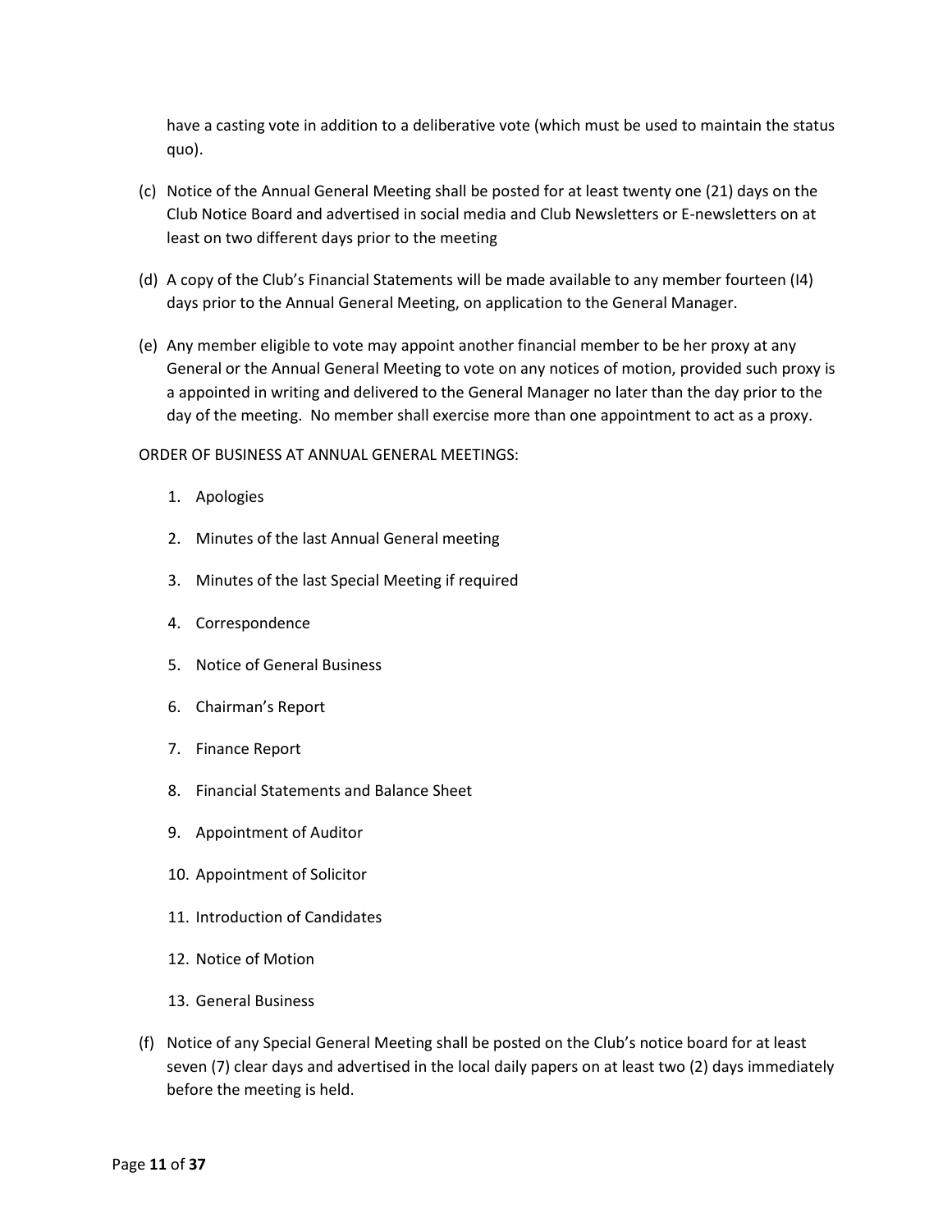have a casting vote in addition to a deliberative vote (which must be used to maintain the status quo).

(c) Notice of the Annual General Meeting shall be posted for at least twenty one (21) days on the Club Notice Board and advertised in social media and Club Newsletters or E-newsletters on at least on two different days prior to the meeting

(d) A copy of the Club's Financial Statements will be made available to any member fourteen (I4) days prior to the Annual General Meeting, on application to the General Manager.

(e) Any member eligible to vote may appoint another financial member to be her proxy at any General or the Annual General Meeting to vote on any notices of motion, provided such proxy is a appointed in writing and delivered to the General Manager no later than the day prior to the day of the meeting. No member shall exercise more than one appointment to act as a proxy.

ORDER OF BUSINESS AT ANNUAL GENERAL MEETINGS:

1. Apologies
2. Minutes of the last Annual General meeting
3. Minutes of the last Special Meeting if required
4. Correspondence
5. Notice of General Business
6. Chairman's Report
7. Finance Report
8. Financial Statements and Balance Sheet
9. Appointment of Auditor
10. Appointment of Solicitor
11. Introduction of Candidates
12. Notice of Motion
13. General Business

(f) Notice of any Special General Meeting shall be posted on the Club's notice board for at least seven (7) clear days and advertised in the local daily papers on at least two (2) days immediately before the meeting is held.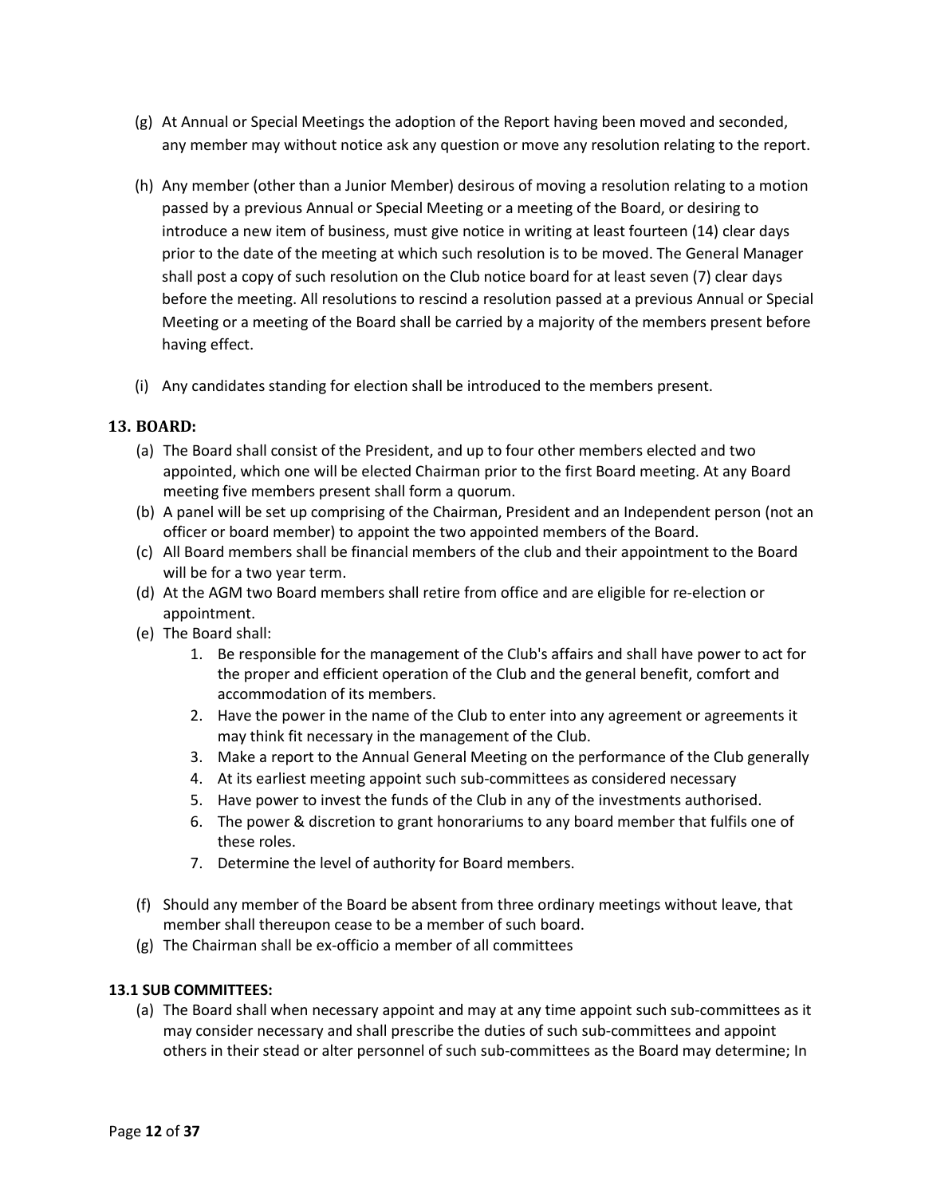(g) At Annual or Special Meetings the adoption of the Report having been moved and seconded, any member may without notice ask any question or move any resolution relating to the report.

(h) Any member (other than a Junior Member) desirous of moving a resolution relating to a motion passed by a previous Annual or Special Meeting or a meeting of the Board, or desiring to introduce a new item of business, must give notice in writing at least fourteen (14) clear days prior to the date of the meeting at which such resolution is to be moved. The General Manager shall post a copy of such resolution on the Club notice board for at least seven (7) clear days before the meeting. All resolutions to rescind a resolution passed at a previous Annual or Special Meeting or a meeting of the Board shall be carried by a majority of the members present before having effect.

(i) Any candidates standing for election shall be introduced to the members present.

## 13. BOARD:

(a) The Board shall consist of the President, and up to four other members elected and two appointed, which one will be elected Chairman prior to the first Board meeting. At any Board meeting five members present shall form a quorum.

(b) A panel will be set up comprising of the Chairman, President and an Independent person (not an officer or board member) to appoint the two appointed members of the Board.

(c) All Board members shall be financial members of the club and their appointment to the Board will be for a two year term.

(d) At the AGM two Board members shall retire from office and are eligible for re-election or appointment.

(e) The Board shall:

1. Be responsible for the management of the Club's affairs and shall have power to act for the proper and efficient operation of the Club and the general benefit, comfort and accommodation of its members.
2. Have the power in the name of the Club to enter into any agreement or agreements it may think fit necessary in the management of the Club.
3. Make a report to the Annual General Meeting on the performance of the Club generally
4. At its earliest meeting appoint such sub-committees as considered necessary
5. Have power to invest the funds of the Club in any of the investments authorised.
6. The power & discretion to grant honorariums to any board member that fulfils one of these roles.
7. Determine the level of authority for Board members.

(f) Should any member of the Board be absent from three ordinary meetings without leave, that member shall thereupon cease to be a member of such board.

(g) The Chairman shall be ex-officio a member of all committees

### 13.1 SUB COMMITTEES:

(a) The Board shall when necessary appoint and may at any time appoint such sub-committees as it may consider necessary and shall prescribe the duties of such sub-committees and appoint others in their stead or alter personnel of such sub-committees as the Board may determine; In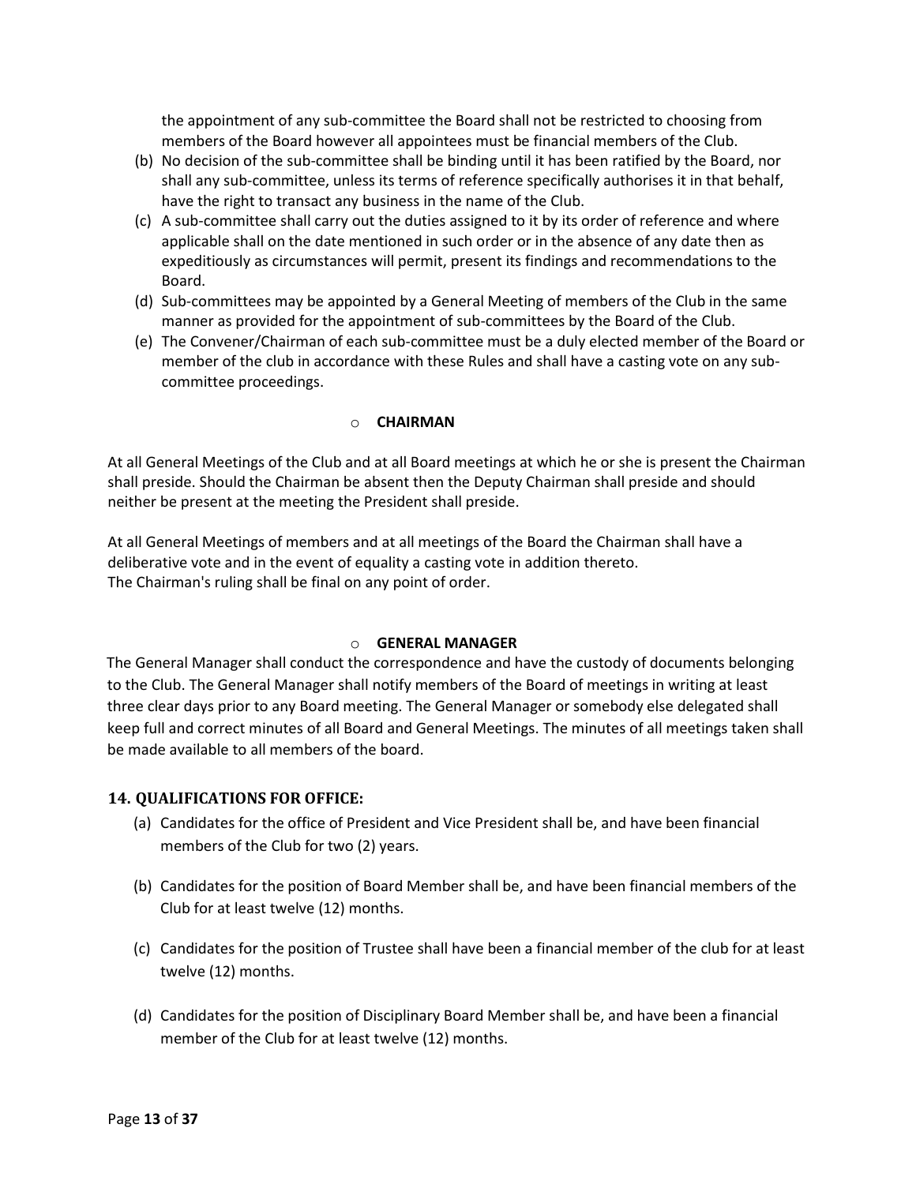the appointment of any sub-committee the Board shall not be restricted to choosing from members of the Board however all appointees must be financial members of the Club.

(b) No decision of the sub-committee shall be binding until it has been ratified by the Board, nor shall any sub-committee, unless its terms of reference specifically authorises it in that behalf, have the right to transact any business in the name of the Club.

(c) A sub-committee shall carry out the duties assigned to it by its order of reference and where applicable shall on the date mentioned in such order or in the absence of any date then as expeditiously as circumstances will permit, present its findings and recommendations to the Board.

(d) Sub-committees may be appointed by a General Meeting of members of the Club in the same manner as provided for the appointment of sub-committees by the Board of the Club.

(e) The Convener/Chairman of each sub-committee must be a duly elected member of the Board or member of the club in accordance with these Rules and shall have a casting vote on any sub-committee proceedings.

- **CHAIRMAN**

At all General Meetings of the Club and at all Board meetings at which he or she is present the Chairman shall preside. Should the Chairman be absent then the Deputy Chairman shall preside and should neither be present at the meeting the President shall preside.

At all General Meetings of members and at all meetings of the Board the Chairman shall have a deliberative vote and in the event of equality a casting vote in addition thereto.
The Chairman's ruling shall be final on any point of order.

- **GENERAL MANAGER**

The General Manager shall conduct the correspondence and have the custody of documents belonging to the Club. The General Manager shall notify members of the Board of meetings in writing at least three clear days prior to any Board meeting. The General Manager or somebody else delegated shall keep full and correct minutes of all Board and General Meetings. The minutes of all meetings taken shall be made available to all members of the board.

## 14. QUALIFICATIONS FOR OFFICE:

(a) Candidates for the office of President and Vice President shall be, and have been financial members of the Club for two (2) years.

(b) Candidates for the position of Board Member shall be, and have been financial members of the Club for at least twelve (12) months.

(c) Candidates for the position of Trustee shall have been a financial member of the club for at least twelve (12) months.

(d) Candidates for the position of Disciplinary Board Member shall be, and have been a financial member of the Club for at least twelve (12) months.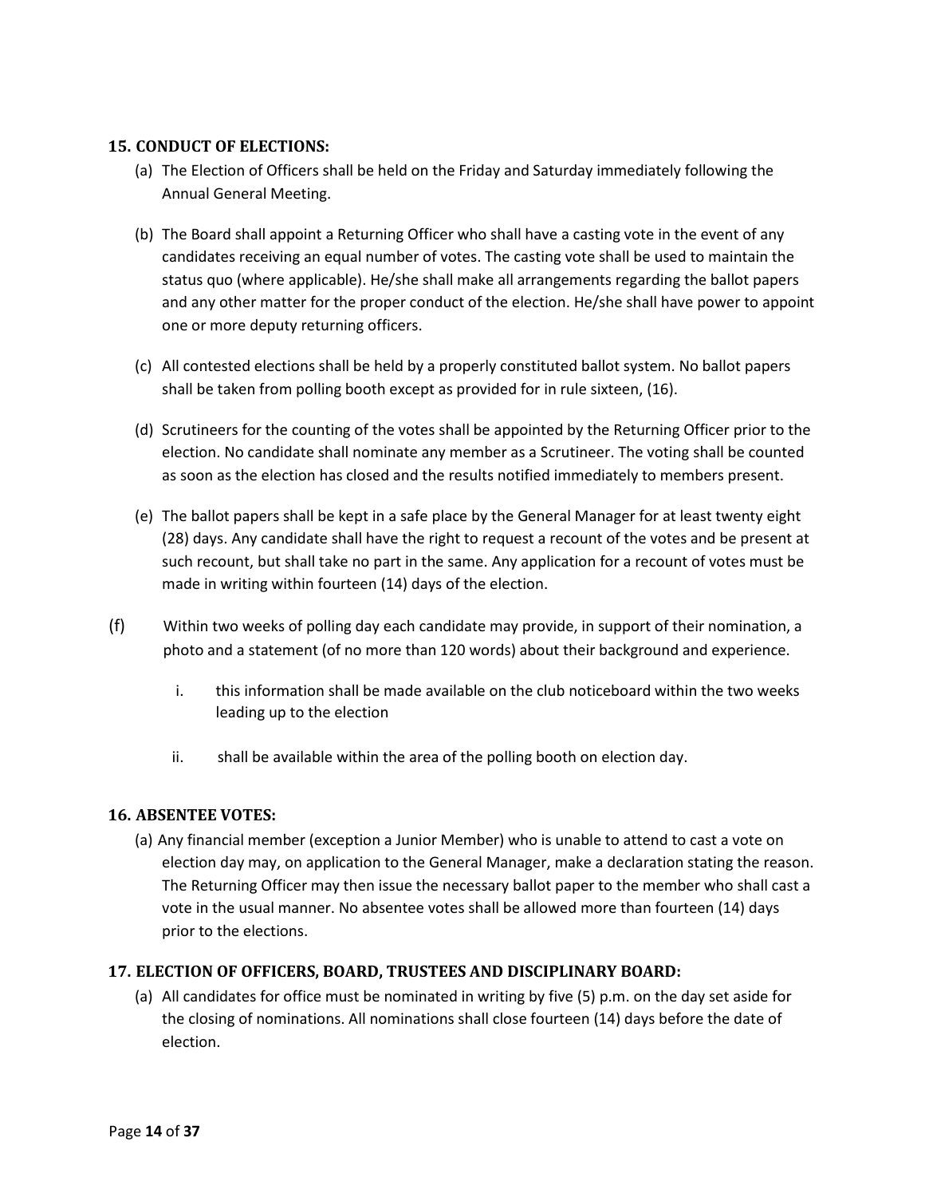### 15. CONDUCT OF ELECTIONS:

(a) The Election of Officers shall be held on the Friday and Saturday immediately following the Annual General Meeting.

(b) The Board shall appoint a Returning Officer who shall have a casting vote in the event of any candidates receiving an equal number of votes. The casting vote shall be used to maintain the status quo (where applicable). He/she shall make all arrangements regarding the ballot papers and any other matter for the proper conduct of the election. He/she shall have power to appoint one or more deputy returning officers.

(c) All contested elections shall be held by a properly constituted ballot system. No ballot papers shall be taken from polling booth except as provided for in rule sixteen, (16).

(d) Scrutineers for the counting of the votes shall be appointed by the Returning Officer prior to the election. No candidate shall nominate any member as a Scrutineer. The voting shall be counted as soon as the election has closed and the results notified immediately to members present.

(e) The ballot papers shall be kept in a safe place by the General Manager for at least twenty eight (28) days. Any candidate shall have the right to request a recount of the votes and be present at such recount, but shall take no part in the same. Any application for a recount of votes must be made in writing within fourteen (14) days of the election.

(f) Within two weeks of polling day each candidate may provide, in support of their nomination, a photo and a statement (of no more than 120 words) about their background and experience.

   i. this information shall be made available on the club noticeboard within the two weeks leading up to the election

   ii. shall be available within the area of the polling booth on election day.

### 16. ABSENTEE VOTES:

(a) Any financial member (exception a Junior Member) who is unable to attend to cast a vote on election day may, on application to the General Manager, make a declaration stating the reason. The Returning Officer may then issue the necessary ballot paper to the member who shall cast a vote in the usual manner. No absentee votes shall be allowed more than fourteen (14) days prior to the elections.

### 17. ELECTION OF OFFICERS, BOARD, TRUSTEES AND DISCIPLINARY BOARD:

(a) All candidates for office must be nominated in writing by five (5) p.m. on the day set aside for the closing of nominations. All nominations shall close fourteen (14) days before the date of election.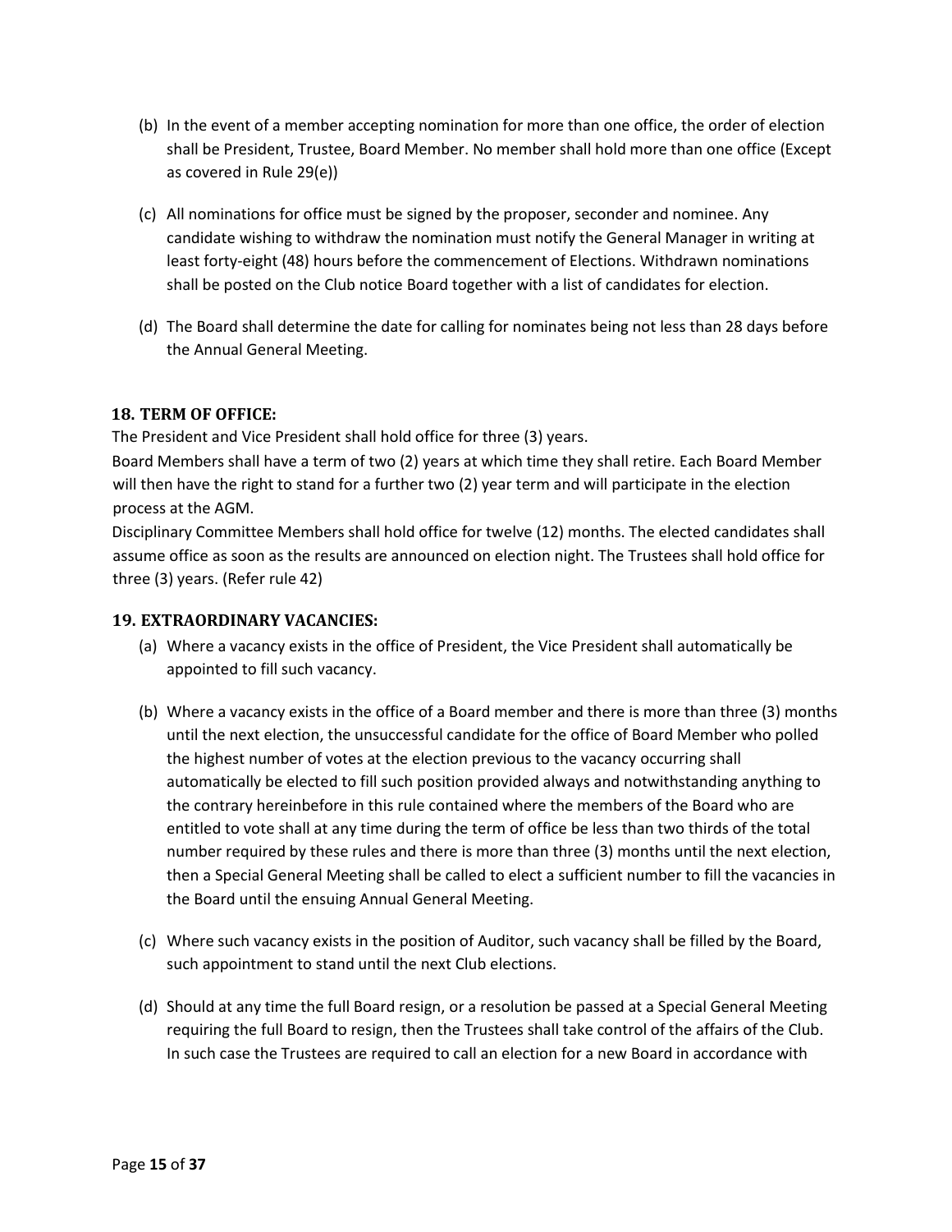(b) In the event of a member accepting nomination for more than one office, the order of election shall be President, Trustee, Board Member. No member shall hold more than one office (Except as covered in Rule 29(e))

(c) All nominations for office must be signed by the proposer, seconder and nominee. Any candidate wishing to withdraw the nomination must notify the General Manager in writing at least forty-eight (48) hours before the commencement of Elections. Withdrawn nominations shall be posted on the Club notice Board together with a list of candidates for election.

(d) The Board shall determine the date for calling for nominates being not less than 28 days before the Annual General Meeting.

### 18. TERM OF OFFICE:

The President and Vice President shall hold office for three (3) years.

Board Members shall have a term of two (2) years at which time they shall retire. Each Board Member will then have the right to stand for a further two (2) year term and will participate in the election process at the AGM.

Disciplinary Committee Members shall hold office for twelve (12) months. The elected candidates shall assume office as soon as the results are announced on election night. The Trustees shall hold office for three (3) years. (Refer rule 42)

### 19. EXTRAORDINARY VACANCIES:

(a) Where a vacancy exists in the office of President, the Vice President shall automatically be appointed to fill such vacancy.

(b) Where a vacancy exists in the office of a Board member and there is more than three (3) months until the next election, the unsuccessful candidate for the office of Board Member who polled the highest number of votes at the election previous to the vacancy occurring shall automatically be elected to fill such position provided always and notwithstanding anything to the contrary hereinbefore in this rule contained where the members of the Board who are entitled to vote shall at any time during the term of office be less than two thirds of the total number required by these rules and there is more than three (3) months until the next election, then a Special General Meeting shall be called to elect a sufficient number to fill the vacancies in the Board until the ensuing Annual General Meeting.

(c) Where such vacancy exists in the position of Auditor, such vacancy shall be filled by the Board, such appointment to stand until the next Club elections.

(d) Should at any time the full Board resign, or a resolution be passed at a Special General Meeting requiring the full Board to resign, then the Trustees shall take control of the affairs of the Club. In such case the Trustees are required to call an election for a new Board in accordance with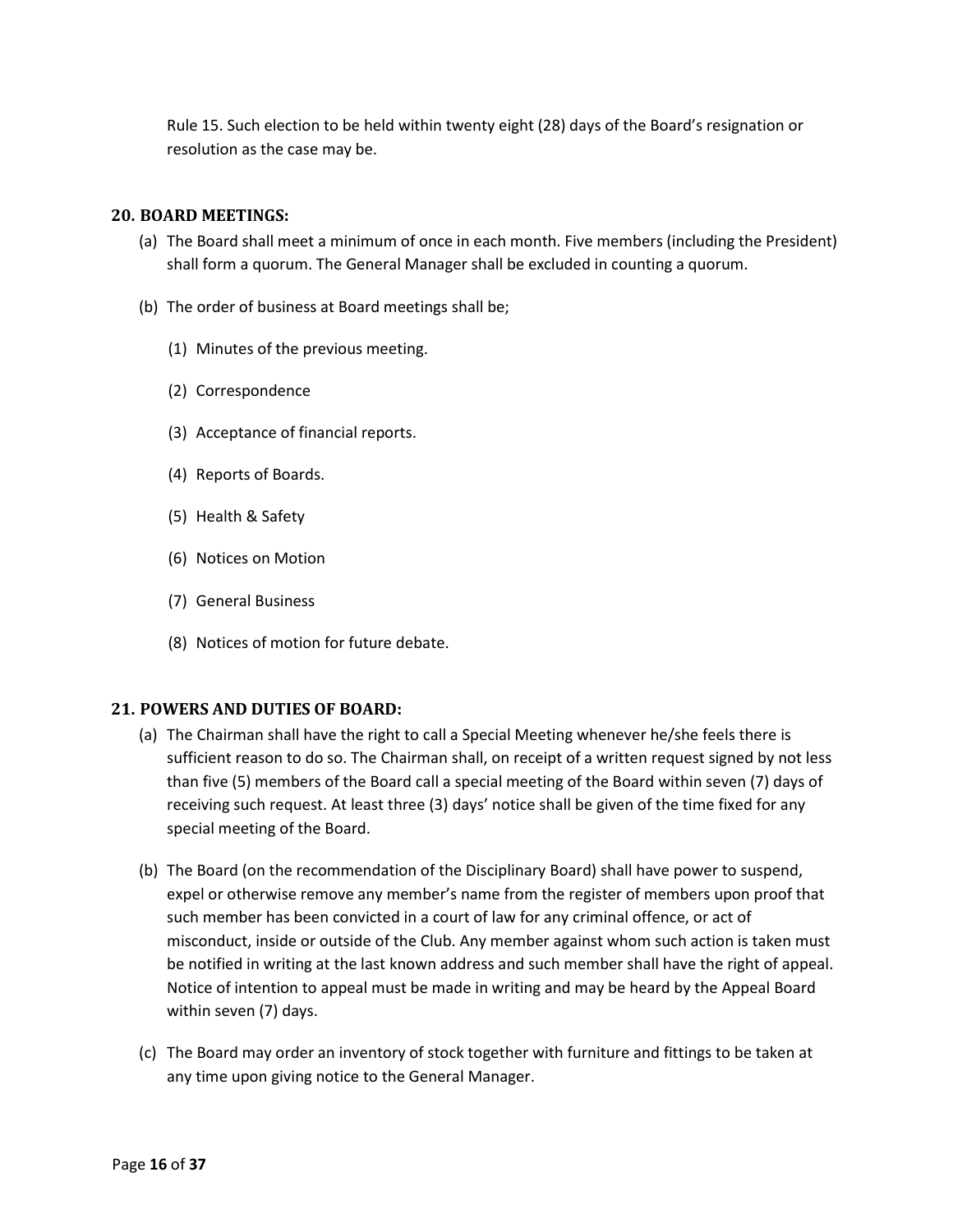Rule 15. Such election to be held within twenty eight (28) days of the Board's resignation or resolution as the case may be.

### 20. BOARD MEETINGS:

(a) The Board shall meet a minimum of once in each month. Five members (including the President) shall form a quorum. The General Manager shall be excluded in counting a quorum.

(b) The order of business at Board meetings shall be;

   (1) Minutes of the previous meeting.

   (2) Correspondence

   (3) Acceptance of financial reports.

   (4) Reports of Boards.

   (5) Health & Safety

   (6) Notices on Motion

   (7) General Business

   (8) Notices of motion for future debate.

### 21. POWERS AND DUTIES OF BOARD:

(a) The Chairman shall have the right to call a Special Meeting whenever he/she feels there is sufficient reason to do so. The Chairman shall, on receipt of a written request signed by not less than five (5) members of the Board call a special meeting of the Board within seven (7) days of receiving such request. At least three (3) days' notice shall be given of the time fixed for any special meeting of the Board.

(b) The Board (on the recommendation of the Disciplinary Board) shall have power to suspend, expel or otherwise remove any member's name from the register of members upon proof that such member has been convicted in a court of law for any criminal offence, or act of misconduct, inside or outside of the Club. Any member against whom such action is taken must be notified in writing at the last known address and such member shall have the right of appeal. Notice of intention to appeal must be made in writing and may be heard by the Appeal Board within seven (7) days.

(c) The Board may order an inventory of stock together with furniture and fittings to be taken at any time upon giving notice to the General Manager.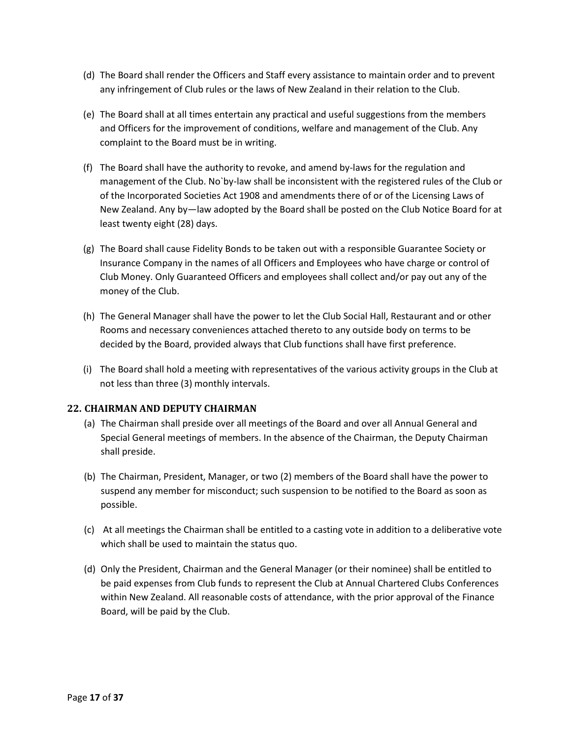(d) The Board shall render the Officers and Staff every assistance to maintain order and to prevent any infringement of Club rules or the laws of New Zealand in their relation to the Club.

(e) The Board shall at all times entertain any practical and useful suggestions from the members and Officers for the improvement of conditions, welfare and management of the Club. Any complaint to the Board must be in writing.

(f) The Board shall have the authority to revoke, and amend by-laws for the regulation and management of the Club. No`by-law shall be inconsistent with the registered rules of the Club or of the Incorporated Societies Act 1908 and amendments there of or of the Licensing Laws of New Zealand. Any by—law adopted by the Board shall be posted on the Club Notice Board for at least twenty eight (28) days.

(g) The Board shall cause Fidelity Bonds to be taken out with a responsible Guarantee Society or Insurance Company in the names of all Officers and Employees who have charge or control of Club Money. Only Guaranteed Officers and employees shall collect and/or pay out any of the money of the Club.

(h) The General Manager shall have the power to let the Club Social Hall, Restaurant and or other Rooms and necessary conveniences attached thereto to any outside body on terms to be decided by the Board, provided always that Club functions shall have first preference.

(i) The Board shall hold a meeting with representatives of the various activity groups in the Club at not less than three (3) monthly intervals.

## 22. CHAIRMAN AND DEPUTY CHAIRMAN

(a) The Chairman shall preside over all meetings of the Board and over all Annual General and Special General meetings of members. In the absence of the Chairman, the Deputy Chairman shall preside.

(b) The Chairman, President, Manager, or two (2) members of the Board shall have the power to suspend any member for misconduct; such suspension to be notified to the Board as soon as possible.

(c) At all meetings the Chairman shall be entitled to a casting vote in addition to a deliberative vote which shall be used to maintain the status quo.

(d) Only the President, Chairman and the General Manager (or their nominee) shall be entitled to be paid expenses from Club funds to represent the Club at Annual Chartered Clubs Conferences within New Zealand. All reasonable costs of attendance, with the prior approval of the Finance Board, will be paid by the Club.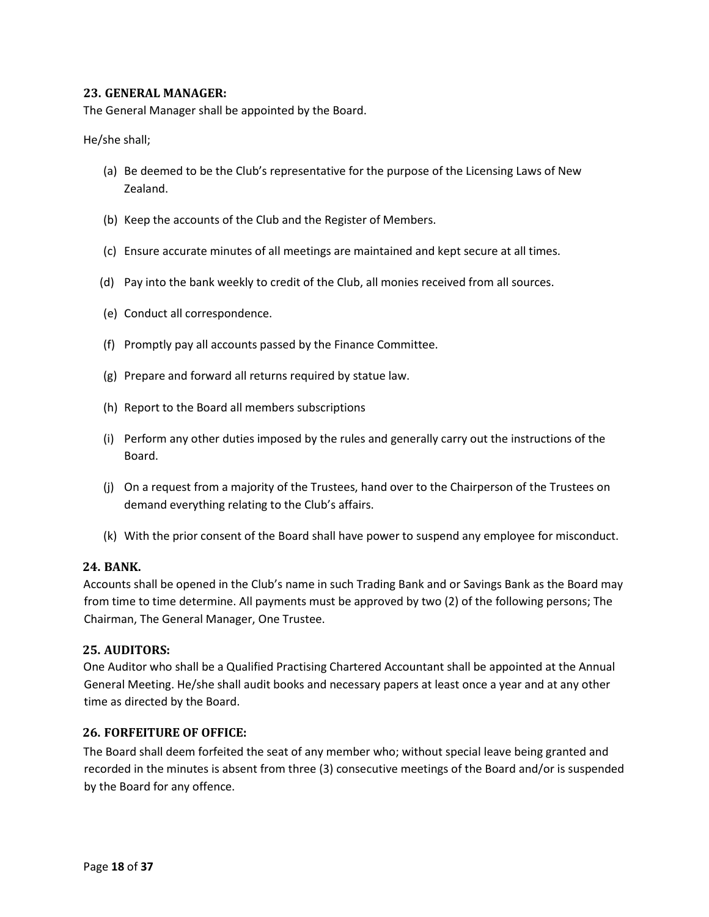## 23. GENERAL MANAGER:

The General Manager shall be appointed by the Board.

He/she shall;

(a) Be deemed to be the Club's representative for the purpose of the Licensing Laws of New Zealand.

(b) Keep the accounts of the Club and the Register of Members.

(c) Ensure accurate minutes of all meetings are maintained and kept secure at all times.

(d) Pay into the bank weekly to credit of the Club, all monies received from all sources.

(e) Conduct all correspondence.

(f) Promptly pay all accounts passed by the Finance Committee.

(g) Prepare and forward all returns required by statue law.

(h) Report to the Board all members subscriptions

(i) Perform any other duties imposed by the rules and generally carry out the instructions of the Board.

(j) On a request from a majority of the Trustees, hand over to the Chairperson of the Trustees on demand everything relating to the Club's affairs.

(k) With the prior consent of the Board shall have power to suspend any employee for misconduct.

## 24. BANK.

Accounts shall be opened in the Club's name in such Trading Bank and or Savings Bank as the Board may from time to time determine. All payments must be approved by two (2) of the following persons; The Chairman, The General Manager, One Trustee.

## 25. AUDITORS:

One Auditor who shall be a Qualified Practising Chartered Accountant shall be appointed at the Annual General Meeting. He/she shall audit books and necessary papers at least once a year and at any other time as directed by the Board.

## 26. FORFEITURE OF OFFICE:

The Board shall deem forfeited the seat of any member who; without special leave being granted and recorded in the minutes is absent from three (3) consecutive meetings of the Board and/or is suspended by the Board for any offence.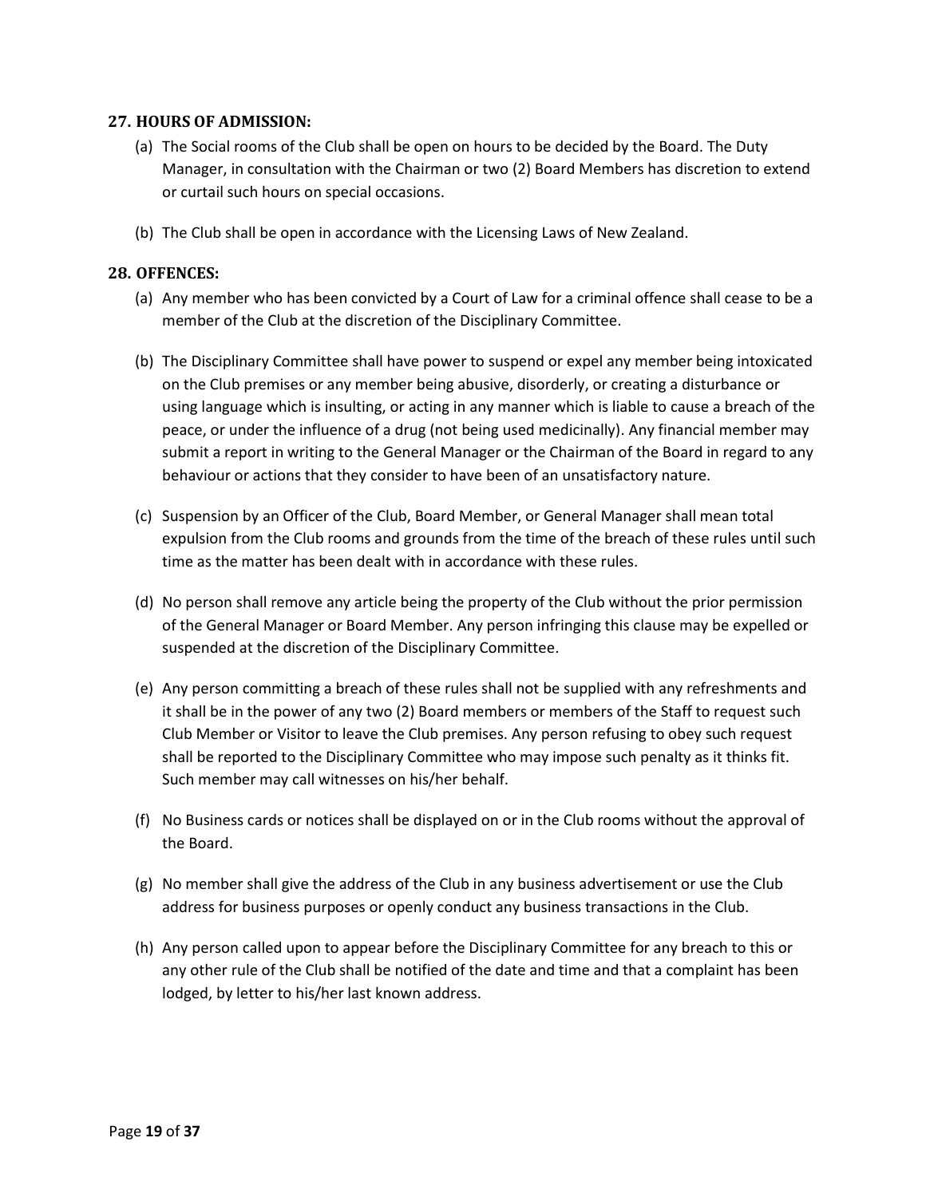## 27. HOURS OF ADMISSION:

(a) The Social rooms of the Club shall be open on hours to be decided by the Board. The Duty Manager, in consultation with the Chairman or two (2) Board Members has discretion to extend or curtail such hours on special occasions.

(b) The Club shall be open in accordance with the Licensing Laws of New Zealand.

## 28. OFFENCES:

(a) Any member who has been convicted by a Court of Law for a criminal offence shall cease to be a member of the Club at the discretion of the Disciplinary Committee.

(b) The Disciplinary Committee shall have power to suspend or expel any member being intoxicated on the Club premises or any member being abusive, disorderly, or creating a disturbance or using language which is insulting, or acting in any manner which is liable to cause a breach of the peace, or under the influence of a drug (not being used medicinally). Any financial member may submit a report in writing to the General Manager or the Chairman of the Board in regard to any behaviour or actions that they consider to have been of an unsatisfactory nature.

(c) Suspension by an Officer of the Club, Board Member, or General Manager shall mean total expulsion from the Club rooms and grounds from the time of the breach of these rules until such time as the matter has been dealt with in accordance with these rules.

(d) No person shall remove any article being the property of the Club without the prior permission of the General Manager or Board Member. Any person infringing this clause may be expelled or suspended at the discretion of the Disciplinary Committee.

(e) Any person committing a breach of these rules shall not be supplied with any refreshments and it shall be in the power of any two (2) Board members or members of the Staff to request such Club Member or Visitor to leave the Club premises. Any person refusing to obey such request shall be reported to the Disciplinary Committee who may impose such penalty as it thinks fit. Such member may call witnesses on his/her behalf.

(f) No Business cards or notices shall be displayed on or in the Club rooms without the approval of the Board.

(g) No member shall give the address of the Club in any business advertisement or use the Club address for business purposes or openly conduct any business transactions in the Club.

(h) Any person called upon to appear before the Disciplinary Committee for any breach to this or any other rule of the Club shall be notified of the date and time and that a complaint has been lodged, by letter to his/her last known address.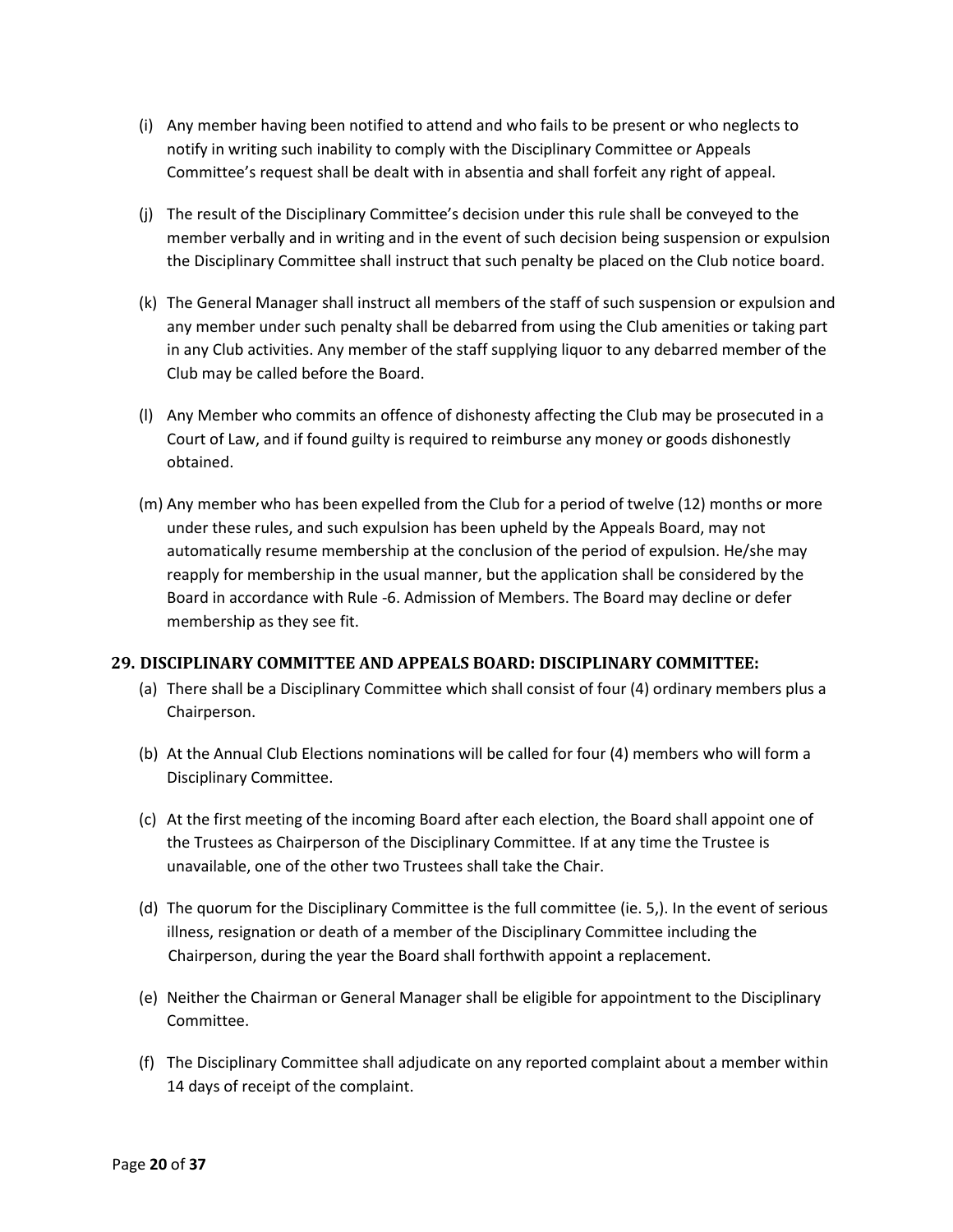(i) Any member having been notified to attend and who fails to be present or who neglects to notify in writing such inability to comply with the Disciplinary Committee or Appeals Committee's request shall be dealt with in absentia and shall forfeit any right of appeal.

(j) The result of the Disciplinary Committee's decision under this rule shall be conveyed to the member verbally and in writing and in the event of such decision being suspension or expulsion the Disciplinary Committee shall instruct that such penalty be placed on the Club notice board.

(k) The General Manager shall instruct all members of the staff of such suspension or expulsion and any member under such penalty shall be debarred from using the Club amenities or taking part in any Club activities. Any member of the staff supplying liquor to any debarred member of the Club may be called before the Board.

(l) Any Member who commits an offence of dishonesty affecting the Club may be prosecuted in a Court of Law, and if found guilty is required to reimburse any money or goods dishonestly obtained.

(m) Any member who has been expelled from the Club for a period of twelve (12) months or more under these rules, and such expulsion has been upheld by the Appeals Board, may not automatically resume membership at the conclusion of the period of expulsion. He/she may reapply for membership in the usual manner, but the application shall be considered by the Board in accordance with Rule -6. Admission of Members. The Board may decline or defer membership as they see fit.

## 29. DISCIPLINARY COMMITTEE AND APPEALS BOARD: DISCIPLINARY COMMITTEE:

(a) There shall be a Disciplinary Committee which shall consist of four (4) ordinary members plus a Chairperson.

(b) At the Annual Club Elections nominations will be called for four (4) members who will form a Disciplinary Committee.

(c) At the first meeting of the incoming Board after each election, the Board shall appoint one of the Trustees as Chairperson of the Disciplinary Committee. If at any time the Trustee is unavailable, one of the other two Trustees shall take the Chair.

(d) The quorum for the Disciplinary Committee is the full committee (ie. 5,). In the event of serious illness, resignation or death of a member of the Disciplinary Committee including the Chairperson, during the year the Board shall forthwith appoint a replacement.

(e) Neither the Chairman or General Manager shall be eligible for appointment to the Disciplinary Committee.

(f) The Disciplinary Committee shall adjudicate on any reported complaint about a member within 14 days of receipt of the complaint.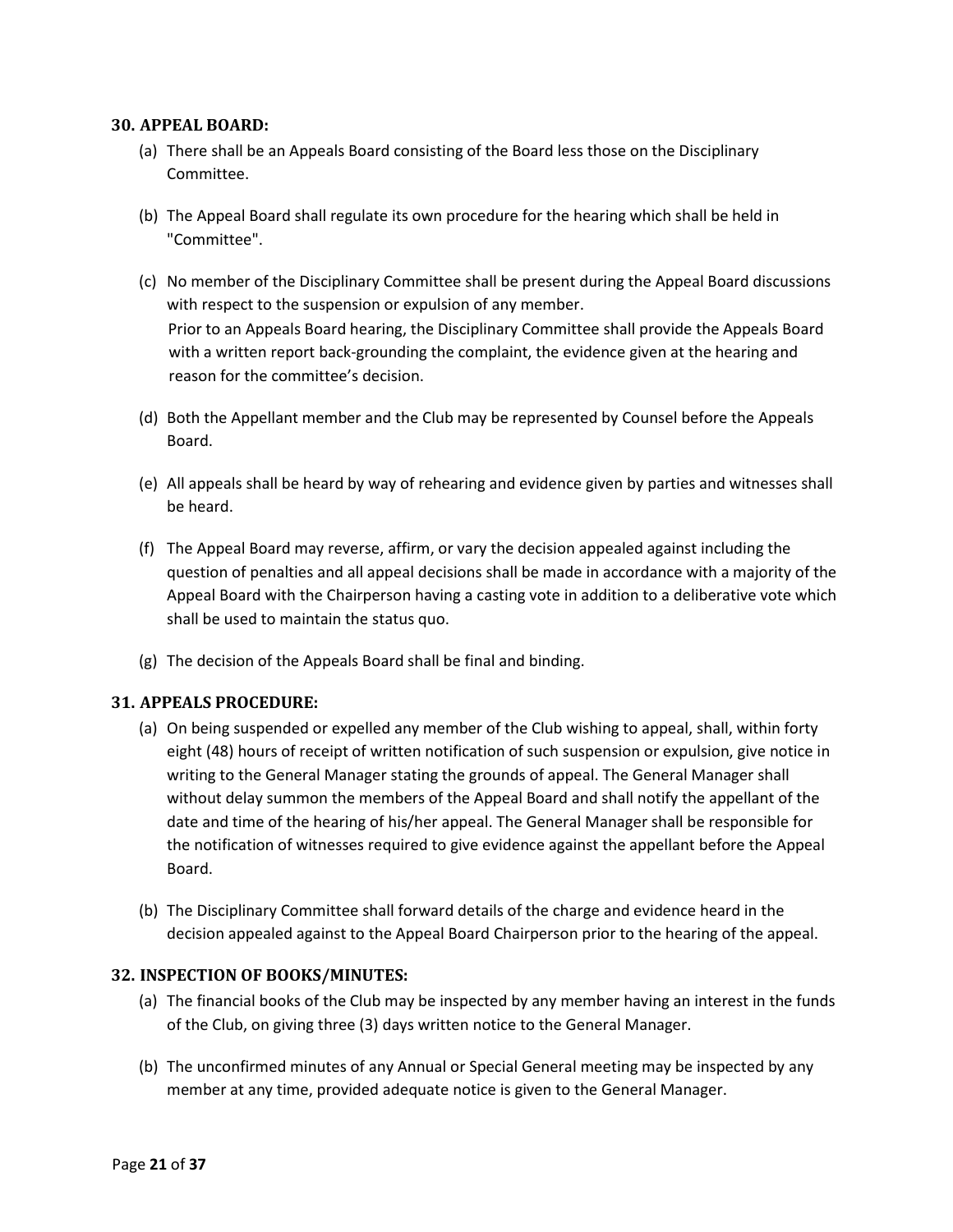## 30. APPEAL BOARD:

(a) There shall be an Appeals Board consisting of the Board less those on the Disciplinary Committee.

(b) The Appeal Board shall regulate its own procedure for the hearing which shall be held in "Committee".

(c) No member of the Disciplinary Committee shall be present during the Appeal Board discussions with respect to the suspension or expulsion of any member.
Prior to an Appeals Board hearing, the Disciplinary Committee shall provide the Appeals Board with a written report back-grounding the complaint, the evidence given at the hearing and reason for the committee's decision.

(d) Both the Appellant member and the Club may be represented by Counsel before the Appeals Board.

(e) All appeals shall be heard by way of rehearing and evidence given by parties and witnesses shall be heard.

(f) The Appeal Board may reverse, affirm, or vary the decision appealed against including the question of penalties and all appeal decisions shall be made in accordance with a majority of the Appeal Board with the Chairperson having a casting vote in addition to a deliberative vote which shall be used to maintain the status quo.

(g) The decision of the Appeals Board shall be final and binding.

## 31. APPEALS PROCEDURE:

(a) On being suspended or expelled any member of the Club wishing to appeal, shall, within forty eight (48) hours of receipt of written notification of such suspension or expulsion, give notice in writing to the General Manager stating the grounds of appeal. The General Manager shall without delay summon the members of the Appeal Board and shall notify the appellant of the date and time of the hearing of his/her appeal. The General Manager shall be responsible for the notification of witnesses required to give evidence against the appellant before the Appeal Board.

(b) The Disciplinary Committee shall forward details of the charge and evidence heard in the decision appealed against to the Appeal Board Chairperson prior to the hearing of the appeal.

## 32. INSPECTION OF BOOKS/MINUTES:

(a) The financial books of the Club may be inspected by any member having an interest in the funds of the Club, on giving three (3) days written notice to the General Manager.

(b) The unconfirmed minutes of any Annual or Special General meeting may be inspected by any member at any time, provided adequate notice is given to the General Manager.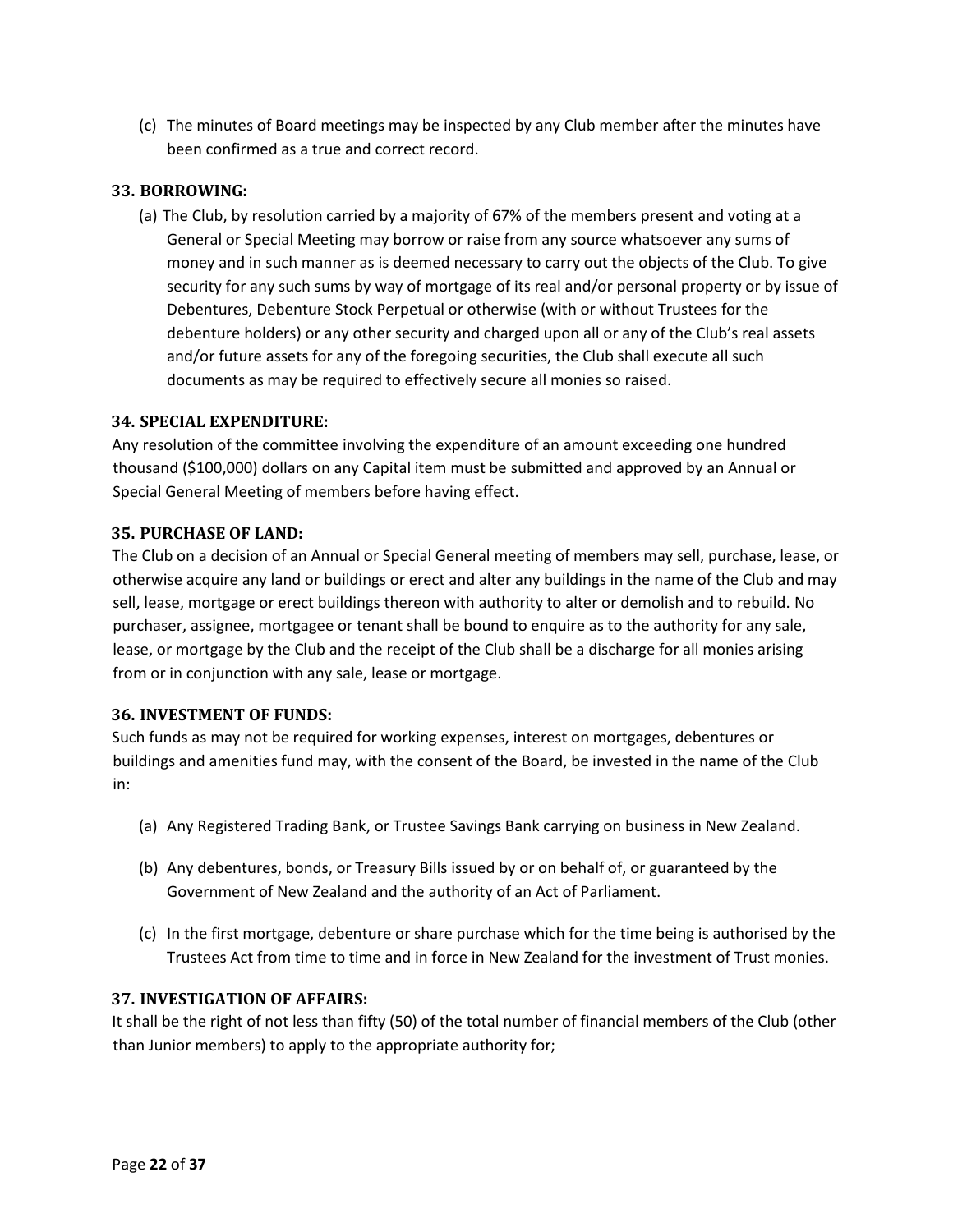(c) The minutes of Board meetings may be inspected by any Club member after the minutes have been confirmed as a true and correct record.

### 33. BORROWING:

(a) The Club, by resolution carried by a majority of 67% of the members present and voting at a General or Special Meeting may borrow or raise from any source whatsoever any sums of money and in such manner as is deemed necessary to carry out the objects of the Club. To give security for any such sums by way of mortgage of its real and/or personal property or by issue of Debentures, Debenture Stock Perpetual or otherwise (with or without Trustees for the debenture holders) or any other security and charged upon all or any of the Club's real assets and/or future assets for any of the foregoing securities, the Club shall execute all such documents as may be required to effectively secure all monies so raised.

### 34. SPECIAL EXPENDITURE:

Any resolution of the committee involving the expenditure of an amount exceeding one hundred thousand ($100,000) dollars on any Capital item must be submitted and approved by an Annual or Special General Meeting of members before having effect.

### 35. PURCHASE OF LAND:

The Club on a decision of an Annual or Special General meeting of members may sell, purchase, lease, or otherwise acquire any land or buildings or erect and alter any buildings in the name of the Club and may sell, lease, mortgage or erect buildings thereon with authority to alter or demolish and to rebuild. No purchaser, assignee, mortgagee or tenant shall be bound to enquire as to the authority for any sale, lease, or mortgage by the Club and the receipt of the Club shall be a discharge for all monies arising from or in conjunction with any sale, lease or mortgage.

### 36. INVESTMENT OF FUNDS:

Such funds as may not be required for working expenses, interest on mortgages, debentures or buildings and amenities fund may, with the consent of the Board, be invested in the name of the Club in:

(a) Any Registered Trading Bank, or Trustee Savings Bank carrying on business in New Zealand.

(b) Any debentures, bonds, or Treasury Bills issued by or on behalf of, or guaranteed by the Government of New Zealand and the authority of an Act of Parliament.

(c) In the first mortgage, debenture or share purchase which for the time being is authorised by the Trustees Act from time to time and in force in New Zealand for the investment of Trust monies.

### 37. INVESTIGATION OF AFFAIRS:

It shall be the right of not less than fifty (50) of the total number of financial members of the Club (other than Junior members) to apply to the appropriate authority for;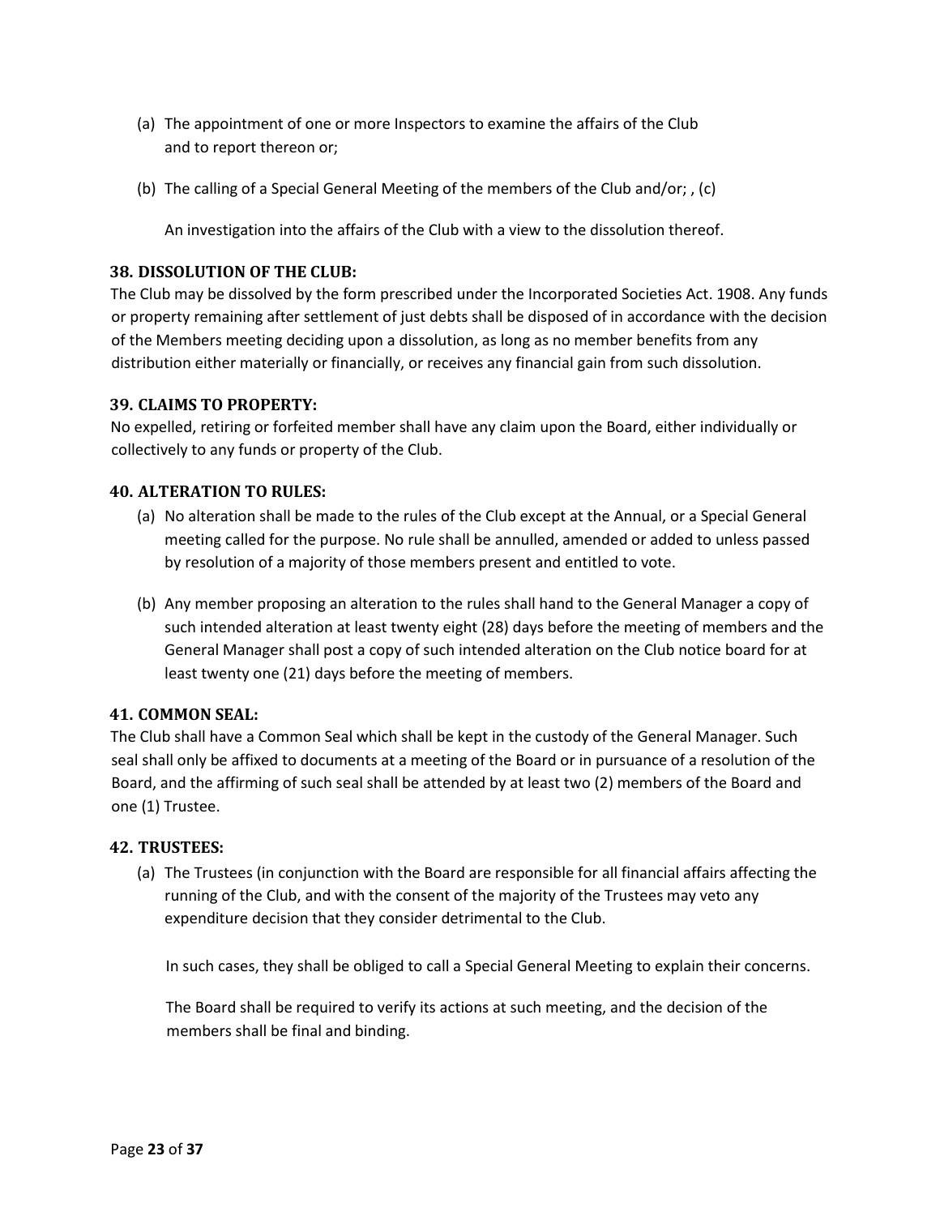(a) The appointment of one or more Inspectors to examine the affairs of the Club and to report thereon or;

(b) The calling of a Special General Meeting of the members of the Club and/or; , (c)

An investigation into the affairs of the Club with a view to the dissolution thereof.

### 38. DISSOLUTION OF THE CLUB:

The Club may be dissolved by the form prescribed under the Incorporated Societies Act. 1908. Any funds or property remaining after settlement of just debts shall be disposed of in accordance with the decision of the Members meeting deciding upon a dissolution, as long as no member benefits from any distribution either materially or financially, or receives any financial gain from such dissolution.

### 39. CLAIMS TO PROPERTY:

No expelled, retiring or forfeited member shall have any claim upon the Board, either individually or collectively to any funds or property of the Club.

### 40. ALTERATION TO RULES:

(a) No alteration shall be made to the rules of the Club except at the Annual, or a Special General meeting called for the purpose. No rule shall be annulled, amended or added to unless passed by resolution of a majority of those members present and entitled to vote.

(b) Any member proposing an alteration to the rules shall hand to the General Manager a copy of such intended alteration at least twenty eight (28) days before the meeting of members and the General Manager shall post a copy of such intended alteration on the Club notice board for at least twenty one (21) days before the meeting of members.

### 41. COMMON SEAL:

The Club shall have a Common Seal which shall be kept in the custody of the General Manager. Such seal shall only be affixed to documents at a meeting of the Board or in pursuance of a resolution of the Board, and the affirming of such seal shall be attended by at least two (2) members of the Board and one (1) Trustee.

### 42. TRUSTEES:

(a) The Trustees (in conjunction with the Board are responsible for all financial affairs affecting the running of the Club, and with the consent of the majority of the Trustees may veto any expenditure decision that they consider detrimental to the Club.

In such cases, they shall be obliged to call a Special General Meeting to explain their concerns.

The Board shall be required to verify its actions at such meeting, and the decision of the members shall be final and binding.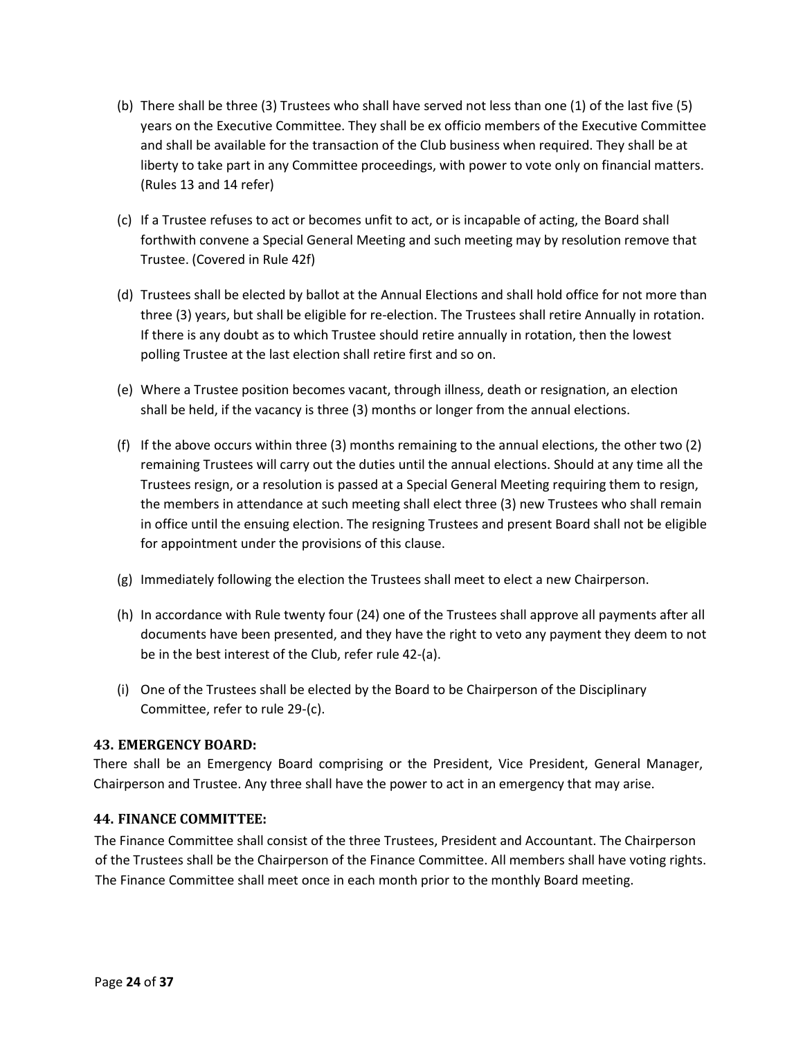(b) There shall be three (3) Trustees who shall have served not less than one (1) of the last five (5) years on the Executive Committee. They shall be ex officio members of the Executive Committee and shall be available for the transaction of the Club business when required. They shall be at liberty to take part in any Committee proceedings, with power to vote only on financial matters. (Rules 13 and 14 refer)

(c) If a Trustee refuses to act or becomes unfit to act, or is incapable of acting, the Board shall forthwith convene a Special General Meeting and such meeting may by resolution remove that Trustee. (Covered in Rule 42f)

(d) Trustees shall be elected by ballot at the Annual Elections and shall hold office for not more than three (3) years, but shall be eligible for re-election. The Trustees shall retire Annually in rotation. If there is any doubt as to which Trustee should retire annually in rotation, then the lowest polling Trustee at the last election shall retire first and so on.

(e) Where a Trustee position becomes vacant, through illness, death or resignation, an election shall be held, if the vacancy is three (3) months or longer from the annual elections.

(f) If the above occurs within three (3) months remaining to the annual elections, the other two (2) remaining Trustees will carry out the duties until the annual elections. Should at any time all the Trustees resign, or a resolution is passed at a Special General Meeting requiring them to resign, the members in attendance at such meeting shall elect three (3) new Trustees who shall remain in office until the ensuing election. The resigning Trustees and present Board shall not be eligible for appointment under the provisions of this clause.

(g) Immediately following the election the Trustees shall meet to elect a new Chairperson.

(h) In accordance with Rule twenty four (24) one of the Trustees shall approve all payments after all documents have been presented, and they have the right to veto any payment they deem to not be in the best interest of the Club, refer rule 42-(a).

(i) One of the Trustees shall be elected by the Board to be Chairperson of the Disciplinary Committee, refer to rule 29-(c).

### 43. EMERGENCY BOARD:

There shall be an Emergency Board comprising or the President, Vice President, General Manager, Chairperson and Trustee. Any three shall have the power to act in an emergency that may arise.

### 44. FINANCE COMMITTEE:

The Finance Committee shall consist of the three Trustees, President and Accountant. The Chairperson of the Trustees shall be the Chairperson of the Finance Committee. All members shall have voting rights. The Finance Committee shall meet once in each month prior to the monthly Board meeting.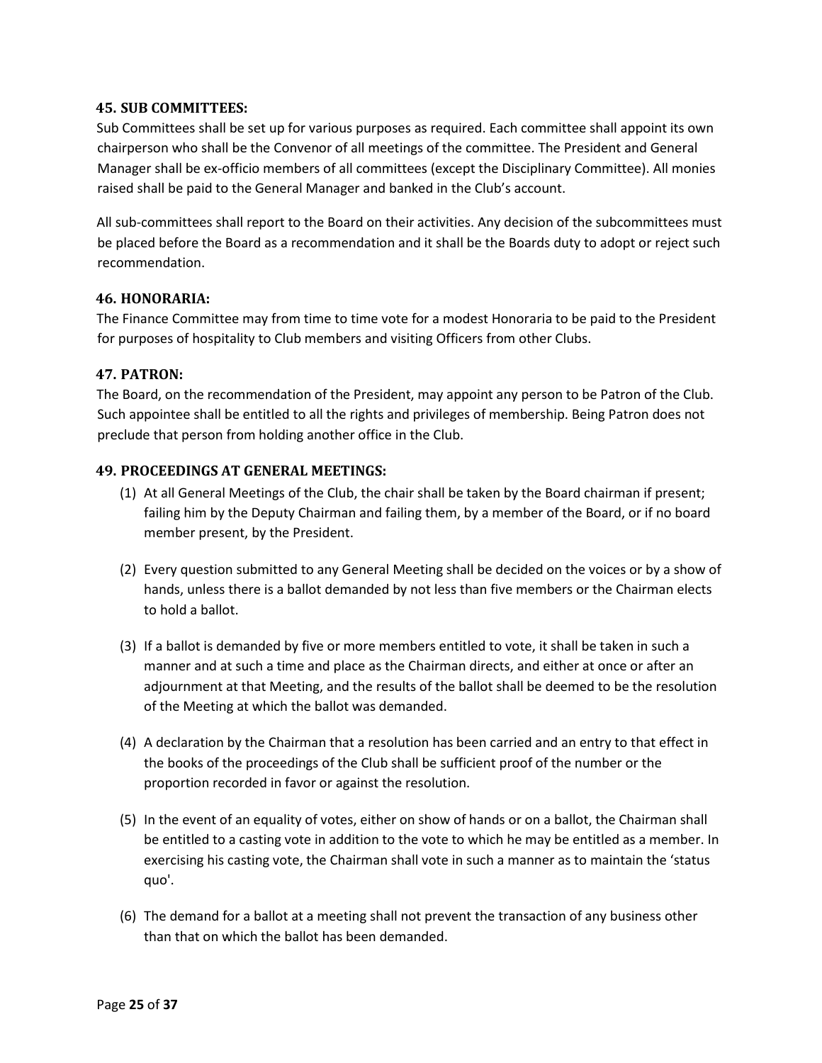### 45. SUB COMMITTEES:

Sub Committees shall be set up for various purposes as required. Each committee shall appoint its own chairperson who shall be the Convenor of all meetings of the committee. The President and General Manager shall be ex-officio members of all committees (except the Disciplinary Committee). All monies raised shall be paid to the General Manager and banked in the Club's account.

All sub-committees shall report to the Board on their activities. Any decision of the subcommittees must be placed before the Board as a recommendation and it shall be the Boards duty to adopt or reject such recommendation.

### 46. HONORARIA:

The Finance Committee may from time to time vote for a modest Honoraria to be paid to the President for purposes of hospitality to Club members and visiting Officers from other Clubs.

### 47. PATRON:

The Board, on the recommendation of the President, may appoint any person to be Patron of the Club. Such appointee shall be entitled to all the rights and privileges of membership. Being Patron does not preclude that person from holding another office in the Club.

### 49. PROCEEDINGS AT GENERAL MEETINGS:

(1) At all General Meetings of the Club, the chair shall be taken by the Board chairman if present; failing him by the Deputy Chairman and failing them, by a member of the Board, or if no board member present, by the President.

(2) Every question submitted to any General Meeting shall be decided on the voices or by a show of hands, unless there is a ballot demanded by not less than five members or the Chairman elects to hold a ballot.

(3) If a ballot is demanded by five or more members entitled to vote, it shall be taken in such a manner and at such a time and place as the Chairman directs, and either at once or after an adjournment at that Meeting, and the results of the ballot shall be deemed to be the resolution of the Meeting at which the ballot was demanded.

(4) A declaration by the Chairman that a resolution has been carried and an entry to that effect in the books of the proceedings of the Club shall be sufficient proof of the number or the proportion recorded in favor or against the resolution.

(5) In the event of an equality of votes, either on show of hands or on a ballot, the Chairman shall be entitled to a casting vote in addition to the vote to which he may be entitled as a member. In exercising his casting vote, the Chairman shall vote in such a manner as to maintain the 'status quo'.

(6) The demand for a ballot at a meeting shall not prevent the transaction of any business other than that on which the ballot has been demanded.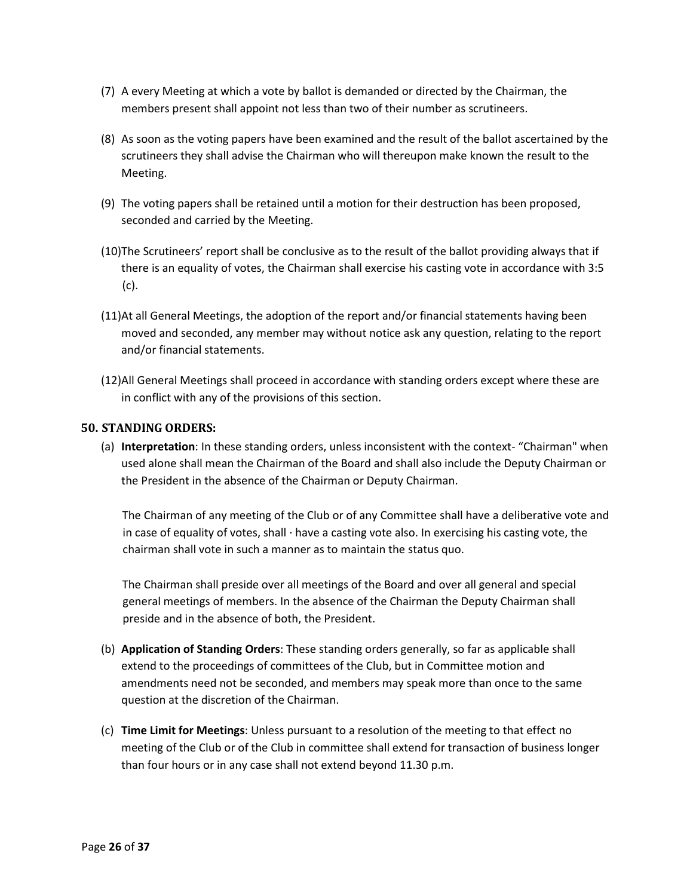(7) A every Meeting at which a vote by ballot is demanded or directed by the Chairman, the members present shall appoint not less than two of their number as scrutineers.

(8) As soon as the voting papers have been examined and the result of the ballot ascertained by the scrutineers they shall advise the Chairman who will thereupon make known the result to the Meeting.

(9) The voting papers shall be retained until a motion for their destruction has been proposed, seconded and carried by the Meeting.

(10)The Scrutineers' report shall be conclusive as to the result of the ballot providing always that if there is an equality of votes, the Chairman shall exercise his casting vote in accordance with 3:5 (c).

(11)At all General Meetings, the adoption of the report and/or financial statements having been moved and seconded, any member may without notice ask any question, relating to the report and/or financial statements.

(12)All General Meetings shall proceed in accordance with standing orders except where these are in conflict with any of the provisions of this section.

### 50. STANDING ORDERS:

(a) **Interpretation**: In these standing orders, unless inconsistent with the context- "Chairman" when used alone shall mean the Chairman of the Board and shall also include the Deputy Chairman or the President in the absence of the Chairman or Deputy Chairman.

The Chairman of any meeting of the Club or of any Committee shall have a deliberative vote and in case of equality of votes, shall · have a casting vote also. In exercising his casting vote, the chairman shall vote in such a manner as to maintain the status quo.

The Chairman shall preside over all meetings of the Board and over all general and special general meetings of members. In the absence of the Chairman the Deputy Chairman shall preside and in the absence of both, the President.

(b) **Application of Standing Orders**: These standing orders generally, so far as applicable shall extend to the proceedings of committees of the Club, but in Committee motion and amendments need not be seconded, and members may speak more than once to the same question at the discretion of the Chairman.

(c) **Time Limit for Meetings**: Unless pursuant to a resolution of the meeting to that effect no meeting of the Club or of the Club in committee shall extend for transaction of business longer than four hours or in any case shall not extend beyond 11.30 p.m.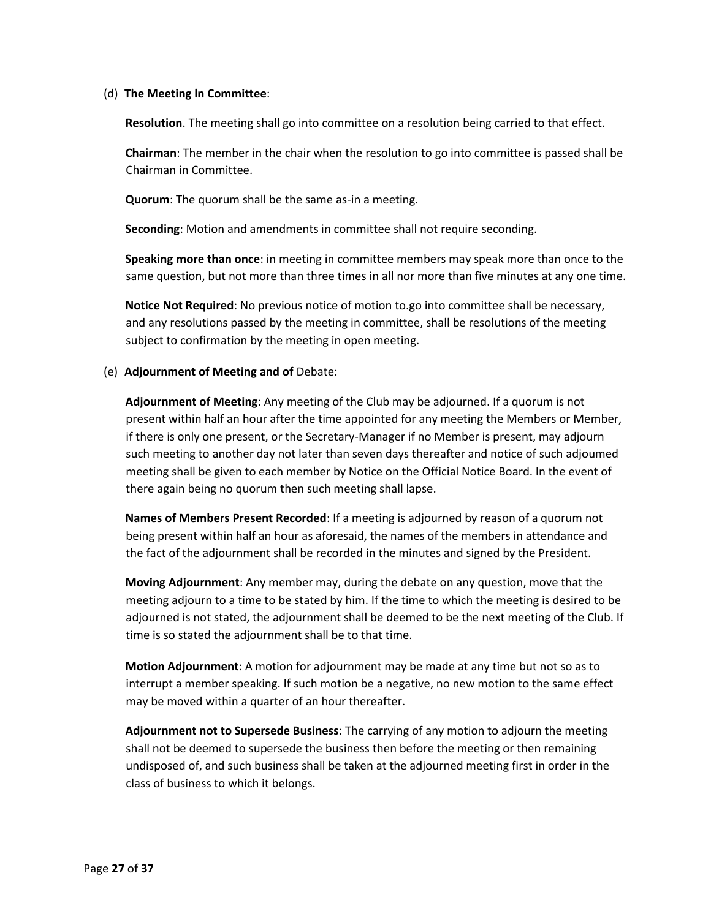(d) **The Meeting ln Committee**:

**Resolution**. The meeting shall go into committee on a resolution being carried to that effect.

**Chairman**: The member in the chair when the resolution to go into committee is passed shall be Chairman in Committee.

**Quorum**: The quorum shall be the same as-in a meeting.

**Seconding**: Motion and amendments in committee shall not require seconding.

**Speaking more than once**: in meeting in committee members may speak more than once to the same question, but not more than three times in all nor more than five minutes at any one time.

**Notice Not Required**: No previous notice of motion to.go into committee shall be necessary, and any resolutions passed by the meeting in committee, shall be resolutions of the meeting subject to confirmation by the meeting in open meeting.

(e) **Adjournment of Meeting and of** Debate:

**Adjournment of Meeting**: Any meeting of the Club may be adjourned. If a quorum is not present within half an hour after the time appointed for any meeting the Members or Member, if there is only one present, or the Secretary-Manager if no Member is present, may adjourn such meeting to another day not later than seven days thereafter and notice of such adjoumed meeting shall be given to each member by Notice on the Official Notice Board. In the event of there again being no quorum then such meeting shall lapse.

**Names of Members Present Recorded**: If a meeting is adjourned by reason of a quorum not being present within half an hour as aforesaid, the names of the members in attendance and the fact of the adjournment shall be recorded in the minutes and signed by the President.

**Moving Adjournment**: Any member may, during the debate on any question, move that the meeting adjourn to a time to be stated by him. If the time to which the meeting is desired to be adjourned is not stated, the adjournment shall be deemed to be the next meeting of the Club. If time is so stated the adjournment shall be to that time.

**Motion Adjournment**: A motion for adjournment may be made at any time but not so as to interrupt a member speaking. If such motion be a negative, no new motion to the same effect may be moved within a quarter of an hour thereafter.

**Adjournment not to Supersede Business**: The carrying of any motion to adjourn the meeting shall not be deemed to supersede the business then before the meeting or then remaining undisposed of, and such business shall be taken at the adjourned meeting first in order in the class of business to which it belongs.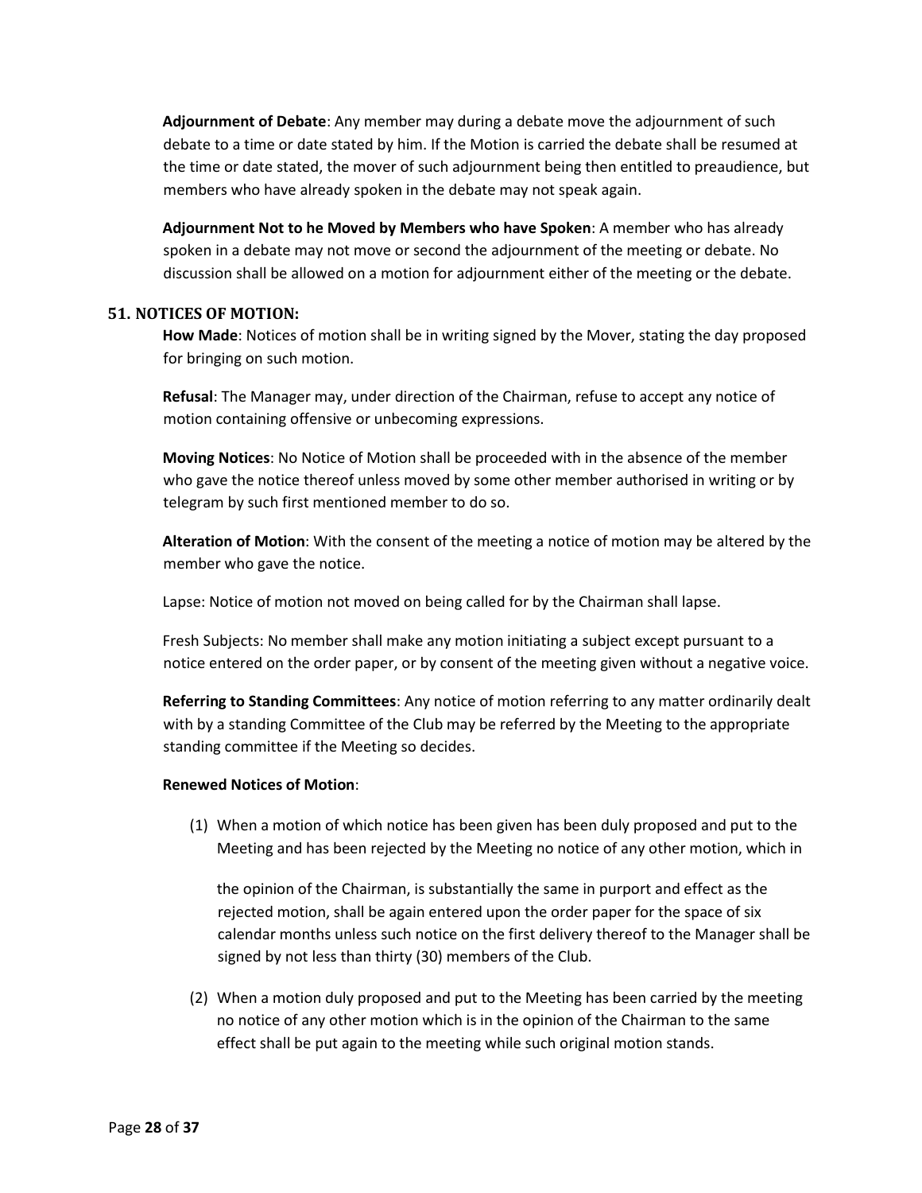**Adjournment of Debate**: Any member may during a debate move the adjournment of such debate to a time or date stated by him. If the Motion is carried the debate shall be resumed at the time or date stated, the mover of such adjournment being then entitled to preaudience, but members who have already spoken in the debate may not speak again.

**Adjournment Not to he Moved by Members who have Spoken**: A member who has already spoken in a debate may not move or second the adjournment of the meeting or debate. No discussion shall be allowed on a motion for adjournment either of the meeting or the debate.

## 51. NOTICES OF MOTION:

**How Made**: Notices of motion shall be in writing signed by the Mover, stating the day proposed for bringing on such motion.

**Refusal**: The Manager may, under direction of the Chairman, refuse to accept any notice of motion containing offensive or unbecoming expressions.

**Moving Notices**: No Notice of Motion shall be proceeded with in the absence of the member who gave the notice thereof unless moved by some other member authorised in writing or by telegram by such first mentioned member to do so.

**Alteration of Motion**: With the consent of the meeting a notice of motion may be altered by the member who gave the notice.

Lapse: Notice of motion not moved on being called for by the Chairman shall lapse.

Fresh Subjects: No member shall make any motion initiating a subject except pursuant to a notice entered on the order paper, or by consent of the meeting given without a negative voice.

**Referring to Standing Committees**: Any notice of motion referring to any matter ordinarily dealt with by a standing Committee of the Club may be referred by the Meeting to the appropriate standing committee if the Meeting so decides.

**Renewed Notices of Motion**:

(1) When a motion of which notice has been given has been duly proposed and put to the Meeting and has been rejected by the Meeting no notice of any other motion, which in the opinion of the Chairman, is substantially the same in purport and effect as the rejected motion, shall be again entered upon the order paper for the space of six calendar months unless such notice on the first delivery thereof to the Manager shall be signed by not less than thirty (30) members of the Club.

(2) When a motion duly proposed and put to the Meeting has been carried by the meeting no notice of any other motion which is in the opinion of the Chairman to the same effect shall be put again to the meeting while such original motion stands.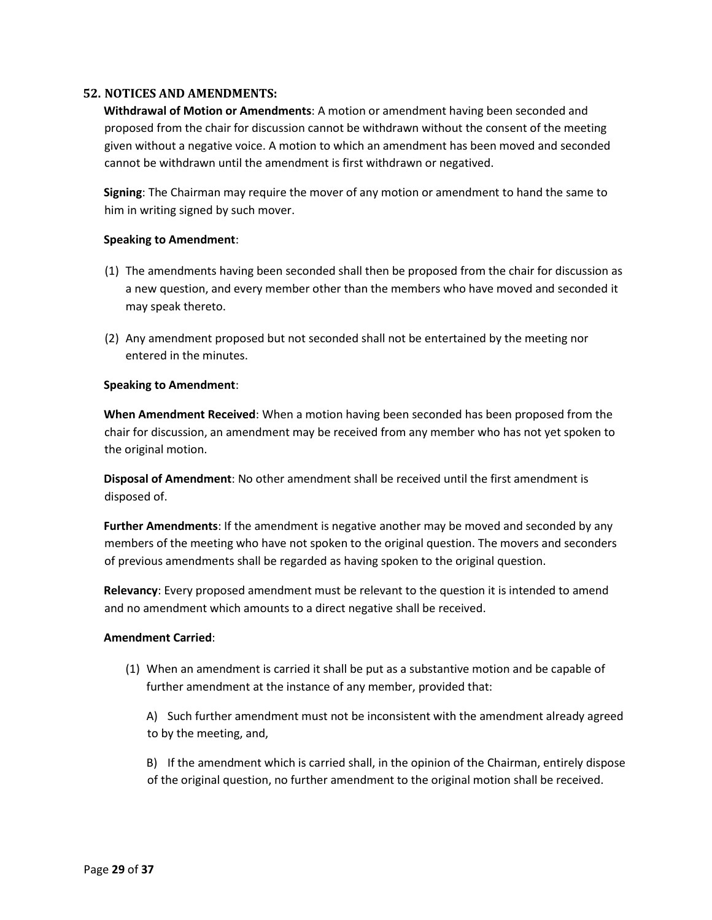## 52. NOTICES AND AMENDMENTS:

**Withdrawal of Motion or Amendments**: A motion or amendment having been seconded and proposed from the chair for discussion cannot be withdrawn without the consent of the meeting given without a negative voice. A motion to which an amendment has been moved and seconded cannot be withdrawn until the amendment is first withdrawn or negatived.

**Signing**: The Chairman may require the mover of any motion or amendment to hand the same to him in writing signed by such mover.

**Speaking to Amendment**:

(1) The amendments having been seconded shall then be proposed from the chair for discussion as a new question, and every member other than the members who have moved and seconded it may speak thereto.

(2) Any amendment proposed but not seconded shall not be entertained by the meeting nor entered in the minutes.

**Speaking to Amendment**:

**When Amendment Received**: When a motion having been seconded has been proposed from the chair for discussion, an amendment may be received from any member who has not yet spoken to the original motion.

**Disposal of Amendment**: No other amendment shall be received until the first amendment is disposed of.

**Further Amendments**: If the amendment is negative another may be moved and seconded by any members of the meeting who have not spoken to the original question. The movers and seconders of previous amendments shall be regarded as having spoken to the original question.

**Relevancy**: Every proposed amendment must be relevant to the question it is intended to amend and no amendment which amounts to a direct negative shall be received.

**Amendment Carried**:

(1) When an amendment is carried it shall be put as a substantive motion and be capable of further amendment at the instance of any member, provided that:

A) Such further amendment must not be inconsistent with the amendment already agreed to by the meeting, and,

B) If the amendment which is carried shall, in the opinion of the Chairman, entirely dispose of the original question, no further amendment to the original motion shall be received.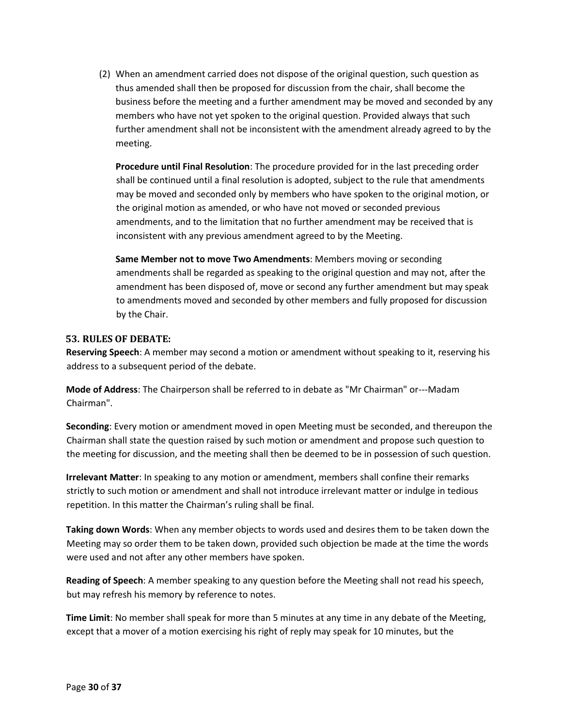(2) When an amendment carried does not dispose of the original question, such question as thus amended shall then be proposed for discussion from the chair, shall become the business before the meeting and a further amendment may be moved and seconded by any members who have not yet spoken to the original question. Provided always that such further amendment shall not be inconsistent with the amendment already agreed to by the meeting.

**Procedure until Final Resolution**: The procedure provided for in the last preceding order shall be continued until a final resolution is adopted, subject to the rule that amendments may be moved and seconded only by members who have spoken to the original motion, or the original motion as amended, or who have not moved or seconded previous amendments, and to the limitation that no further amendment may be received that is inconsistent with any previous amendment agreed to by the Meeting.

**Same Member not to move Two Amendments**: Members moving or seconding amendments shall be regarded as speaking to the original question and may not, after the amendment has been disposed of, move or second any further amendment but may speak to amendments moved and seconded by other members and fully proposed for discussion by the Chair.

### 53. RULES OF DEBATE:

**Reserving Speech**: A member may second a motion or amendment without speaking to it, reserving his address to a subsequent period of the debate.

**Mode of Address**: The Chairperson shall be referred to in debate as "Mr Chairman" or---Madam Chairman".

**Seconding**: Every motion or amendment moved in open Meeting must be seconded, and thereupon the Chairman shall state the question raised by such motion or amendment and propose such question to the meeting for discussion, and the meeting shall then be deemed to be in possession of such question.

**Irrelevant Matter**: In speaking to any motion or amendment, members shall confine their remarks strictly to such motion or amendment and shall not introduce irrelevant matter or indulge in tedious repetition. In this matter the Chairman's ruling shall be final.

**Taking down Words**: When any member objects to words used and desires them to be taken down the Meeting may so order them to be taken down, provided such objection be made at the time the words were used and not after any other members have spoken.

**Reading of Speech**: A member speaking to any question before the Meeting shall not read his speech, but may refresh his memory by reference to notes.

**Time Limit**: No member shall speak for more than 5 minutes at any time in any debate of the Meeting, except that a mover of a motion exercising his right of reply may speak for 10 minutes, but the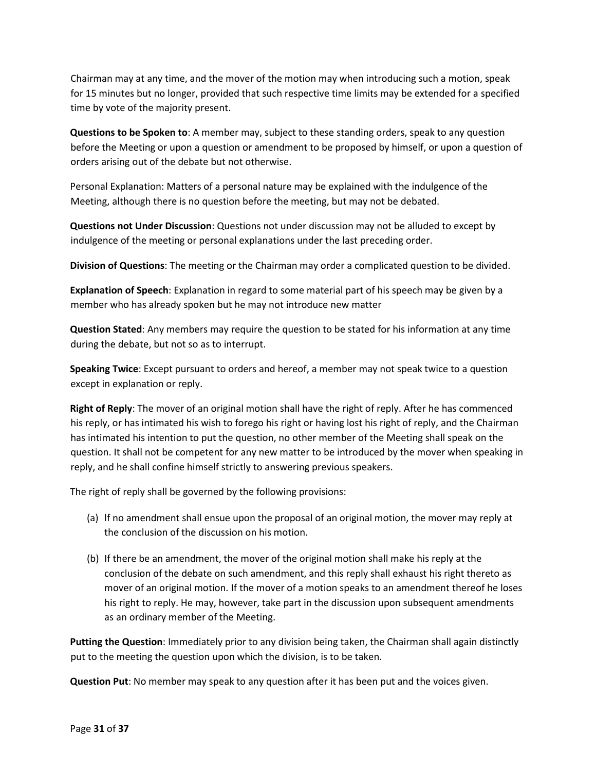Chairman may at any time, and the mover of the motion may when introducing such a motion, speak for 15 minutes but no longer, provided that such respective time limits may be extended for a specified time by vote of the majority present.

**Questions to be Spoken to**: A member may, subject to these standing orders, speak to any question before the Meeting or upon a question or amendment to be proposed by himself, or upon a question of orders arising out of the debate but not otherwise.

Personal Explanation: Matters of a personal nature may be explained with the indulgence of the Meeting, although there is no question before the meeting, but may not be debated.

**Questions not Under Discussion**: Questions not under discussion may not be alluded to except by indulgence of the meeting or personal explanations under the last preceding order.

**Division of Questions**: The meeting or the Chairman may order a complicated question to be divided.

**Explanation of Speech**: Explanation in regard to some material part of his speech may be given by a member who has already spoken but he may not introduce new matter

**Question Stated**: Any members may require the question to be stated for his information at any time during the debate, but not so as to interrupt.

**Speaking Twice**: Except pursuant to orders and hereof, a member may not speak twice to a question except in explanation or reply.

**Right of Reply**: The mover of an original motion shall have the right of reply. After he has commenced his reply, or has intimated his wish to forego his right or having lost his right of reply, and the Chairman has intimated his intention to put the question, no other member of the Meeting shall speak on the question. It shall not be competent for any new matter to be introduced by the mover when speaking in reply, and he shall confine himself strictly to answering previous speakers.

The right of reply shall be governed by the following provisions:

(a) If no amendment shall ensue upon the proposal of an original motion, the mover may reply at the conclusion of the discussion on his motion.

(b) If there be an amendment, the mover of the original motion shall make his reply at the conclusion of the debate on such amendment, and this reply shall exhaust his right thereto as mover of an original motion. If the mover of a motion speaks to an amendment thereof he loses his right to reply. He may, however, take part in the discussion upon subsequent amendments as an ordinary member of the Meeting.

**Putting the Question**: Immediately prior to any division being taken, the Chairman shall again distinctly put to the meeting the question upon which the division, is to be taken.

**Question Put**: No member may speak to any question after it has been put and the voices given.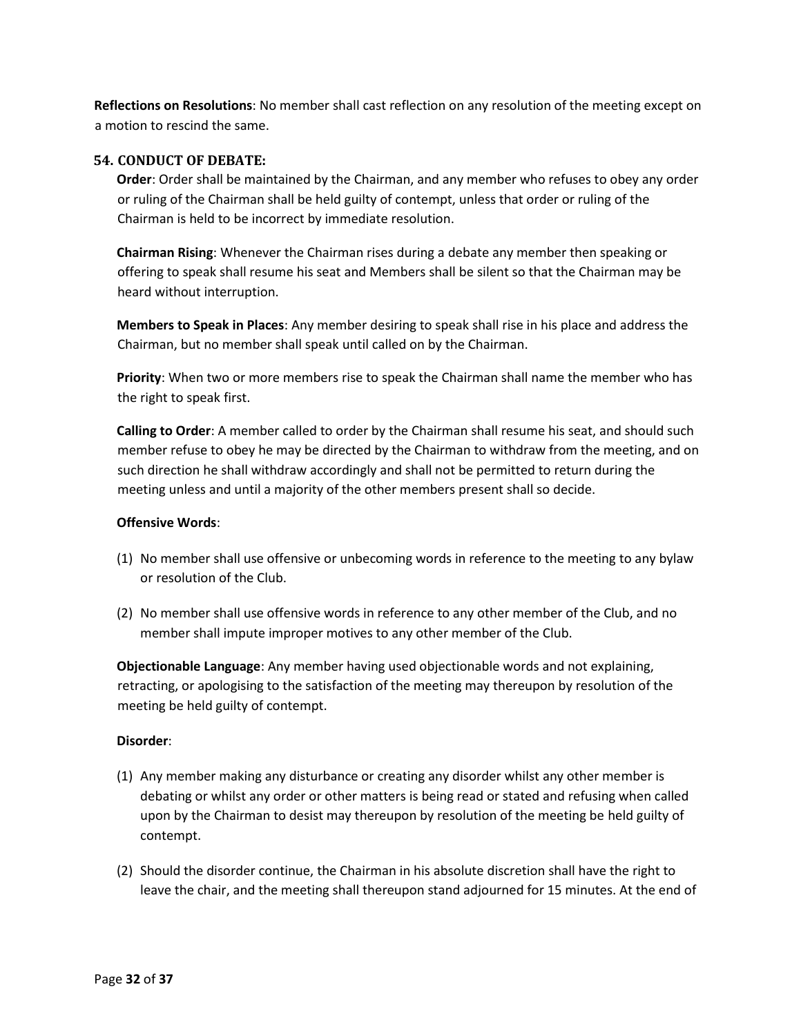**Reflections on Resolutions**: No member shall cast reflection on any resolution of the meeting except on a motion to rescind the same.

### 54. CONDUCT OF DEBATE:

**Order**: Order shall be maintained by the Chairman, and any member who refuses to obey any order or ruling of the Chairman shall be held guilty of contempt, unless that order or ruling of the Chairman is held to be incorrect by immediate resolution.

**Chairman Rising**: Whenever the Chairman rises during a debate any member then speaking or offering to speak shall resume his seat and Members shall be silent so that the Chairman may be heard without interruption.

**Members to Speak in Places**: Any member desiring to speak shall rise in his place and address the Chairman, but no member shall speak until called on by the Chairman.

**Priority**: When two or more members rise to speak the Chairman shall name the member who has the right to speak first.

**Calling to Order**: A member called to order by the Chairman shall resume his seat, and should such member refuse to obey he may be directed by the Chairman to withdraw from the meeting, and on such direction he shall withdraw accordingly and shall not be permitted to return during the meeting unless and until a majority of the other members present shall so decide.

**Offensive Words**:

(1) No member shall use offensive or unbecoming words in reference to the meeting to any bylaw or resolution of the Club.

(2) No member shall use offensive words in reference to any other member of the Club, and no member shall impute improper motives to any other member of the Club.

**Objectionable Language**: Any member having used objectionable words and not explaining, retracting, or apologising to the satisfaction of the meeting may thereupon by resolution of the meeting be held guilty of contempt.

**Disorder**:

(1) Any member making any disturbance or creating any disorder whilst any other member is debating or whilst any order or other matters is being read or stated and refusing when called upon by the Chairman to desist may thereupon by resolution of the meeting be held guilty of contempt.

(2) Should the disorder continue, the Chairman in his absolute discretion shall have the right to leave the chair, and the meeting shall thereupon stand adjourned for 15 minutes. At the end of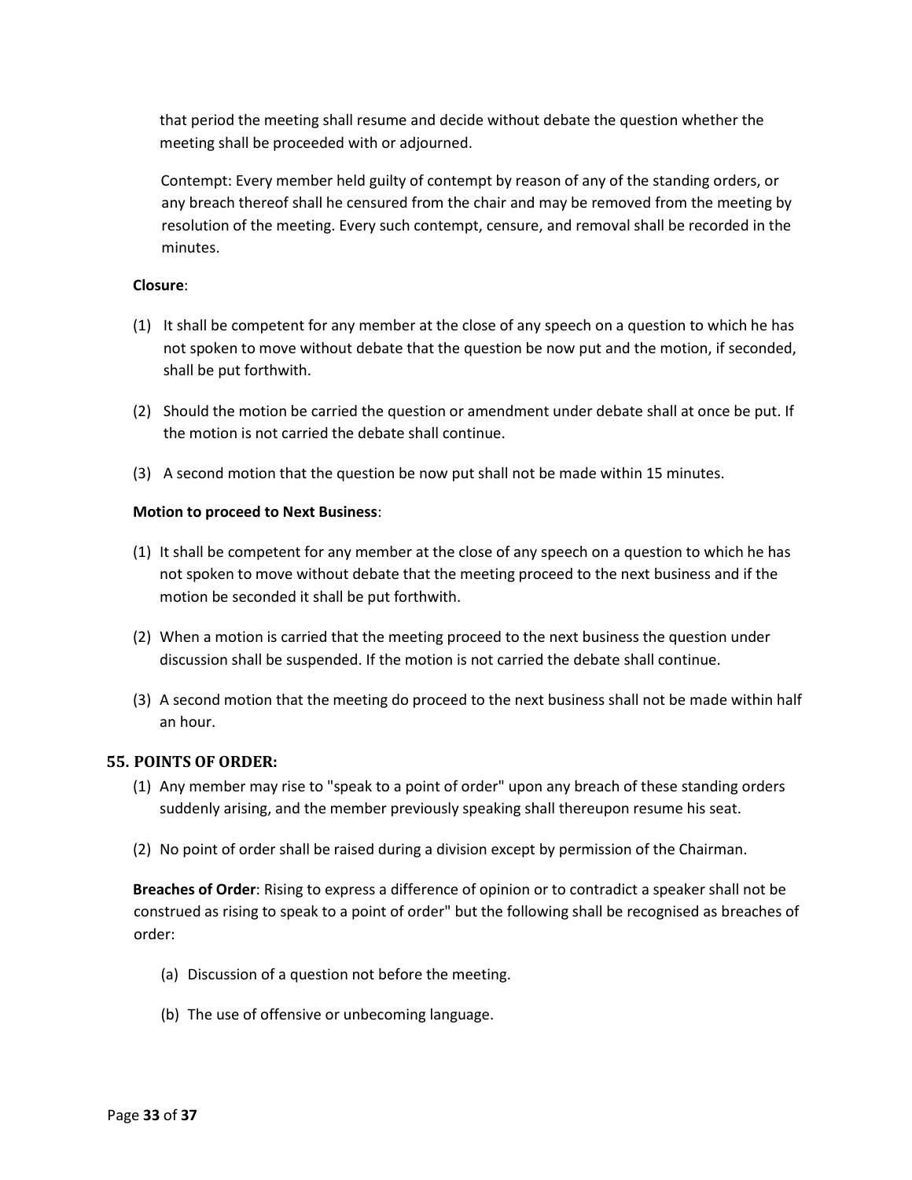that period the meeting shall resume and decide without debate the question whether the meeting shall be proceeded with or adjourned.

Contempt: Every member held guilty of contempt by reason of any of the standing orders, or any breach thereof shall he censured from the chair and may be removed from the meeting by resolution of the meeting. Every such contempt, censure, and removal shall be recorded in the minutes.

**Closure**:

(1) It shall be competent for any member at the close of any speech on a question to which he has not spoken to move without debate that the question be now put and the motion, if seconded, shall be put forthwith.

(2) Should the motion be carried the question or amendment under debate shall at once be put. If the motion is not carried the debate shall continue.

(3) A second motion that the question be now put shall not be made within 15 minutes.

**Motion to proceed to Next Business**:

(1) It shall be competent for any member at the close of any speech on a question to which he has not spoken to move without debate that the meeting proceed to the next business and if the motion be seconded it shall be put forthwith.

(2) When a motion is carried that the meeting proceed to the next business the question under discussion shall be suspended. If the motion is not carried the debate shall continue.

(3) A second motion that the meeting do proceed to the next business shall not be made within half an hour.

## 55. POINTS OF ORDER:

(1) Any member may rise to "speak to a point of order" upon any breach of these standing orders suddenly arising, and the member previously speaking shall thereupon resume his seat.

(2) No point of order shall be raised during a division except by permission of the Chairman.

**Breaches of Order**: Rising to express a difference of opinion or to contradict a speaker shall not be construed as rising to speak to a point of order" but the following shall be recognised as breaches of order:

(a) Discussion of a question not before the meeting.

(b) The use of offensive or unbecoming language.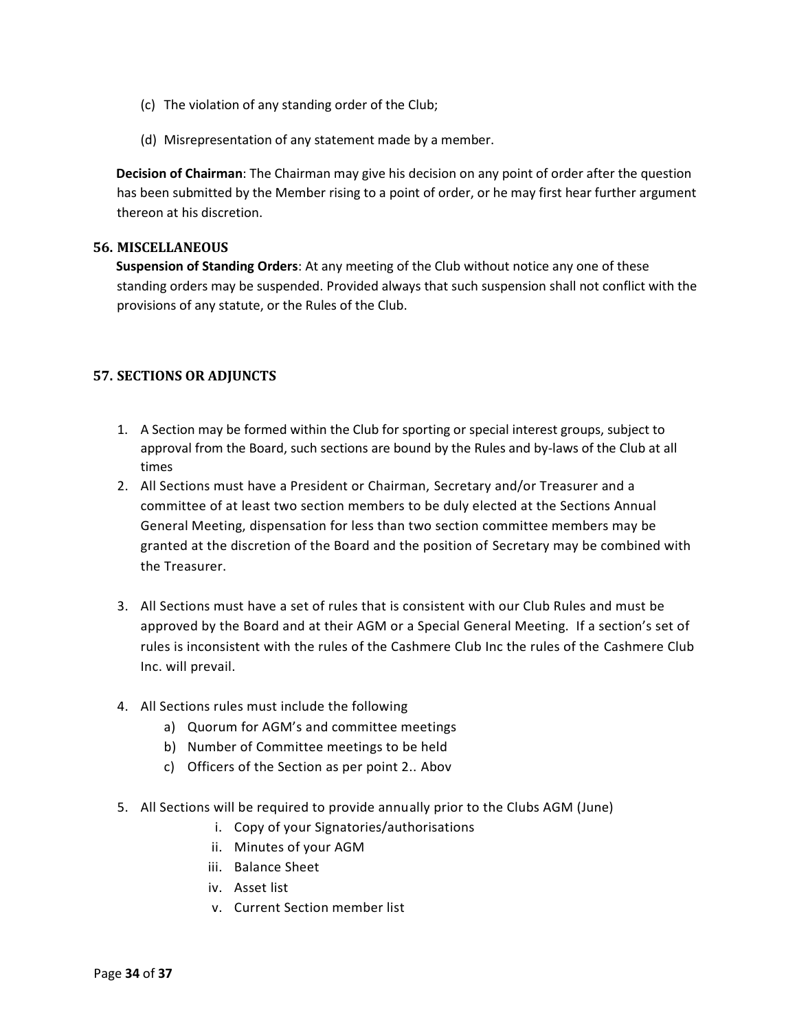(c) The violation of any standing order of the Club;

(d) Misrepresentation of any statement made by a member.

**Decision of Chairman**: The Chairman may give his decision on any point of order after the question has been submitted by the Member rising to a point of order, or he may first hear further argument thereon at his discretion.

## 56. MISCELLANEOUS

**Suspension of Standing Orders**: At any meeting of the Club without notice any one of these standing orders may be suspended. Provided always that such suspension shall not conflict with the provisions of any statute, or the Rules of the Club.

## 57. SECTIONS OR ADJUNCTS

1. A Section may be formed within the Club for sporting or special interest groups, subject to approval from the Board, such sections are bound by the Rules and by-laws of the Club at all times
2. All Sections must have a President or Chairman, Secretary and/or Treasurer and a committee of at least two section members to be duly elected at the Sections Annual General Meeting, dispensation for less than two section committee members may be granted at the discretion of the Board and the position of Secretary may be combined with the Treasurer.
3. All Sections must have a set of rules that is consistent with our Club Rules and must be approved by the Board and at their AGM or a Special General Meeting. If a section's set of rules is inconsistent with the rules of the Cashmere Club Inc the rules of the Cashmere Club Inc. will prevail.
4. All Sections rules must include the following
   a) Quorum for AGM's and committee meetings
   b) Number of Committee meetings to be held
   c) Officers of the Section as per point 2.. Abov
5. All Sections will be required to provide annually prior to the Clubs AGM (June)
   i. Copy of your Signatories/authorisations
   ii. Minutes of your AGM
   iii. Balance Sheet
   iv. Asset list
   v. Current Section member list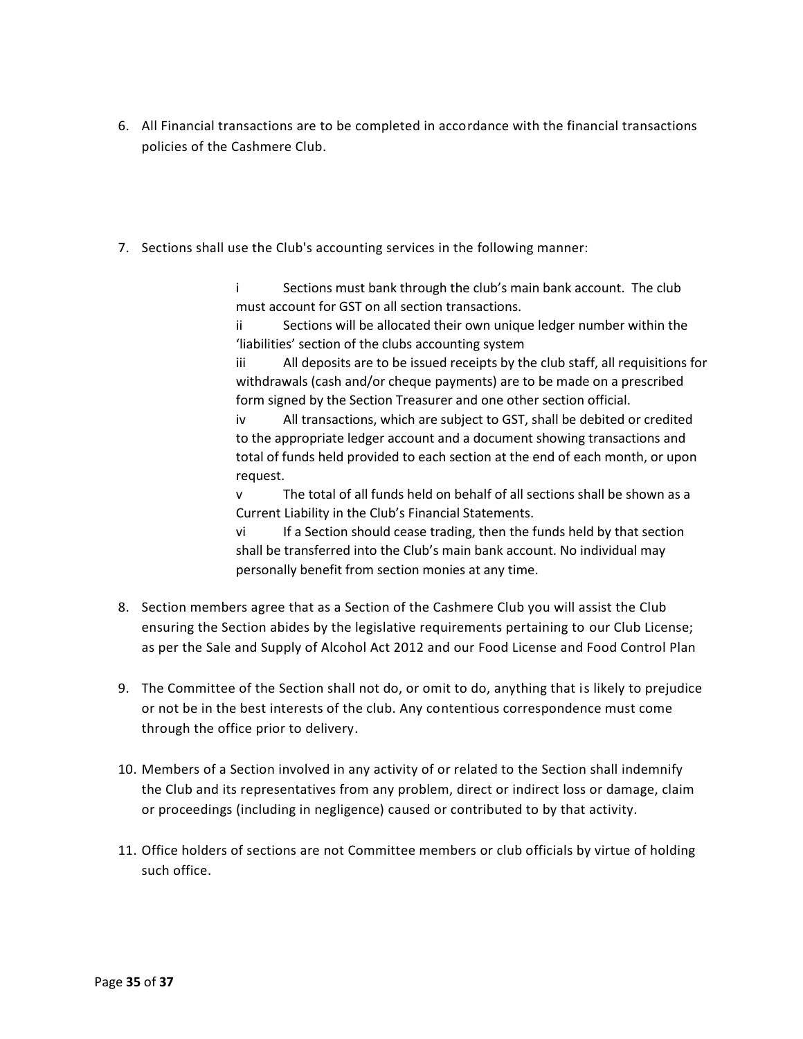6. All Financial transactions are to be completed in accordance with the financial transactions policies of the Cashmere Club.

7. Sections shall use the Club's accounting services in the following manner:

   i Sections must bank through the club's main bank account. The club must account for GST on all section transactions.

   ii Sections will be allocated their own unique ledger number within the 'liabilities' section of the clubs accounting system

   iii All deposits are to be issued receipts by the club staff, all requisitions for withdrawals (cash and/or cheque payments) are to be made on a prescribed form signed by the Section Treasurer and one other section official.

   iv All transactions, which are subject to GST, shall be debited or credited to the appropriate ledger account and a document showing transactions and total of funds held provided to each section at the end of each month, or upon request.

   v The total of all funds held on behalf of all sections shall be shown as a Current Liability in the Club's Financial Statements.

   vi If a Section should cease trading, then the funds held by that section shall be transferred into the Club's main bank account. No individual may personally benefit from section monies at any time.

8. Section members agree that as a Section of the Cashmere Club you will assist the Club ensuring the Section abides by the legislative requirements pertaining to our Club License; as per the Sale and Supply of Alcohol Act 2012 and our Food License and Food Control Plan

9. The Committee of the Section shall not do, or omit to do, anything that is likely to prejudice or not be in the best interests of the club. Any contentious correspondence must come through the office prior to delivery.

10. Members of a Section involved in any activity of or related to the Section shall indemnify the Club and its representatives from any problem, direct or indirect loss or damage, claim or proceedings (including in negligence) caused or contributed to by that activity.

11. Office holders of sections are not Committee members or club officials by virtue of holding such office.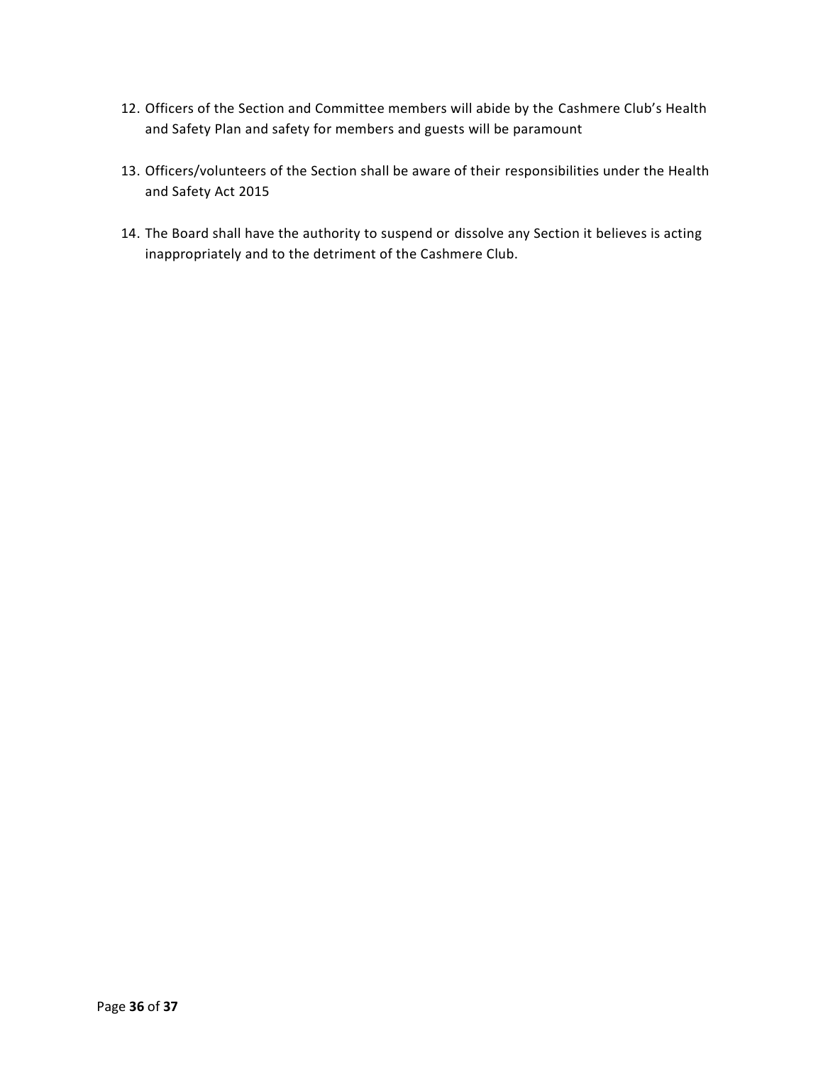12. Officers of the Section and Committee members will abide by the Cashmere Club's Health and Safety Plan and safety for members and guests will be paramount

13. Officers/volunteers of the Section shall be aware of their responsibilities under the Health and Safety Act 2015

14. The Board shall have the authority to suspend or dissolve any Section it believes is acting inappropriately and to the detriment of the Cashmere Club.